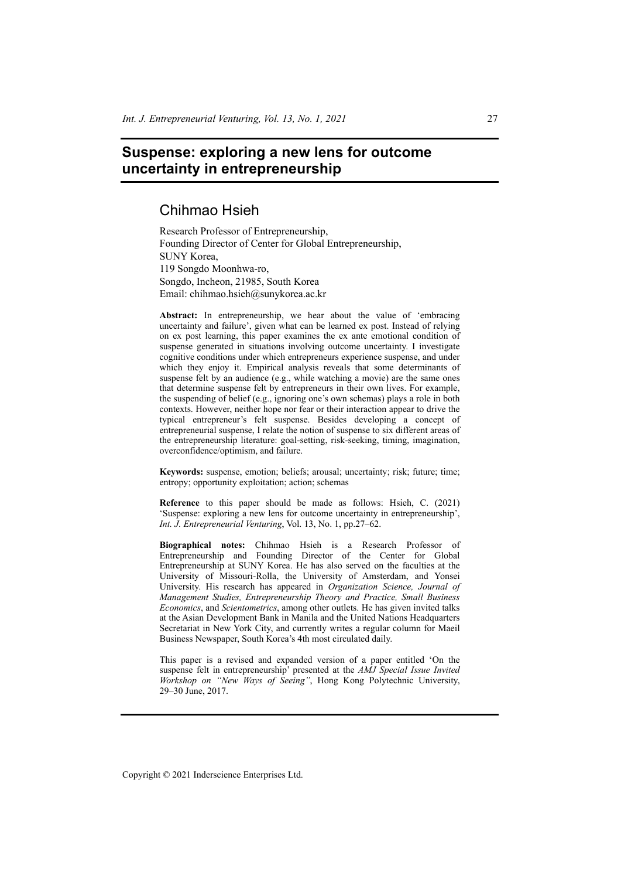# Suspense: exploring a new lens for outcome uncertainty in entrepreneurship

## Chihmao Hsieh

Research Professor of Entrepreneurship,
Founding Director of Center for Global Entrepreneurship,
SUNY Korea,
119 Songdo Moonhwa-ro,
Songdo, Incheon, 21985, South Korea
Email: chihmao.hsieh@sunykorea.ac.kr

**Abstract:** In entrepreneurship, we hear about the value of 'embracing uncertainty and failure', given what can be learned ex post. Instead of relying on ex post learning, this paper examines the ex ante emotional condition of suspense generated in situations involving outcome uncertainty. I investigate cognitive conditions under which entrepreneurs experience suspense, and under which they enjoy it. Empirical analysis reveals that some determinants of suspense felt by an audience (e.g., while watching a movie) are the same ones that determine suspense felt by entrepreneurs in their own lives. For example, the suspending of belief (e.g., ignoring one's own schemas) plays a role in both contexts. However, neither hope nor fear or their interaction appear to drive the typical entrepreneur's felt suspense. Besides developing a concept of entrepreneurial suspense, I relate the notion of suspense to six different areas of the entrepreneurship literature: goal-setting, risk-seeking, timing, imagination, overconfidence/optimism, and failure.

**Keywords:** suspense, emotion; beliefs; arousal; uncertainty; risk; future; time; entropy; opportunity exploitation; action; schemas

**Reference** to this paper should be made as follows: Hsieh, C. (2021) 'Suspense: exploring a new lens for outcome uncertainty in entrepreneurship', *Int. J. Entrepreneurial Venturing*, Vol. 13, No. 1, pp.27–62.

**Biographical notes:** Chihmao Hsieh is a Research Professor of Entrepreneurship and Founding Director of the Center for Global Entrepreneurship at SUNY Korea. He has also served on the faculties at the University of Missouri-Rolla, the University of Amsterdam, and Yonsei University. His research has appeared in *Organization Science, Journal of Management Studies, Entrepreneurship Theory and Practice, Small Business Economics*, and *Scientometrics*, among other outlets. He has given invited talks at the Asian Development Bank in Manila and the United Nations Headquarters Secretariat in New York City, and currently writes a regular column for Maeil Business Newspaper, South Korea's 4th most circulated daily.

This paper is a revised and expanded version of a paper entitled 'On the suspense felt in entrepreneurship' presented at the *AMJ Special Issue Invited Workshop on "New Ways of Seeing"*, Hong Kong Polytechnic University, 29–30 June, 2017.

Copyright © 2021 Inderscience Enterprises Ltd.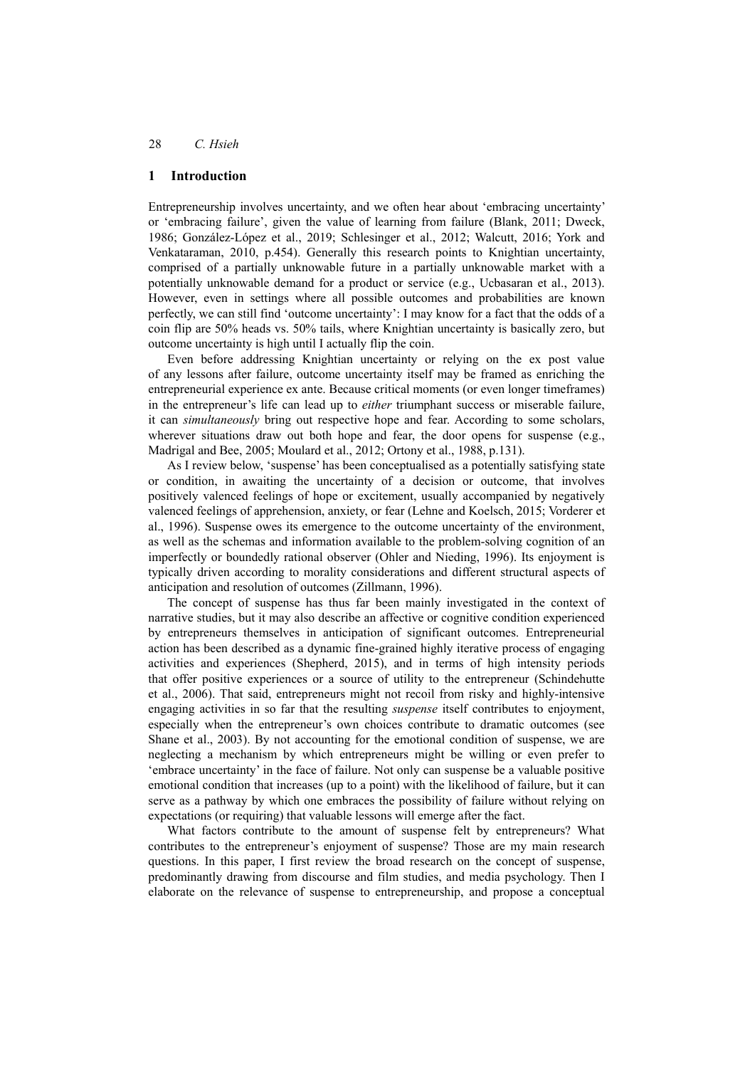## 1 Introduction

Entrepreneurship involves uncertainty, and we often hear about 'embracing uncertainty' or 'embracing failure', given the value of learning from failure (Blank, 2011; Dweck, 1986; González-López et al., 2019; Schlesinger et al., 2012; Walcutt, 2016; York and Venkataraman, 2010, p.454). Generally this research points to Knightian uncertainty, comprised of a partially unknowable future in a partially unknowable market with a potentially unknowable demand for a product or service (e.g., Ucbasaran et al., 2013). However, even in settings where all possible outcomes and probabilities are known perfectly, we can still find 'outcome uncertainty': I may know for a fact that the odds of a coin flip are 50% heads vs. 50% tails, where Knightian uncertainty is basically zero, but outcome uncertainty is high until I actually flip the coin.

Even before addressing Knightian uncertainty or relying on the ex post value of any lessons after failure, outcome uncertainty itself may be framed as enriching the entrepreneurial experience ex ante. Because critical moments (or even longer timeframes) in the entrepreneur's life can lead up to *either* triumphant success or miserable failure, it can *simultaneously* bring out respective hope and fear. According to some scholars, wherever situations draw out both hope and fear, the door opens for suspense (e.g., Madrigal and Bee, 2005; Moulard et al., 2012; Ortony et al., 1988, p.131).

As I review below, 'suspense' has been conceptualised as a potentially satisfying state or condition, in awaiting the uncertainty of a decision or outcome, that involves positively valenced feelings of hope or excitement, usually accompanied by negatively valenced feelings of apprehension, anxiety, or fear (Lehne and Koelsch, 2015; Vorderer et al., 1996). Suspense owes its emergence to the outcome uncertainty of the environment, as well as the schemas and information available to the problem-solving cognition of an imperfectly or boundedly rational observer (Ohler and Nieding, 1996). Its enjoyment is typically driven according to morality considerations and different structural aspects of anticipation and resolution of outcomes (Zillmann, 1996).

The concept of suspense has thus far been mainly investigated in the context of narrative studies, but it may also describe an affective or cognitive condition experienced by entrepreneurs themselves in anticipation of significant outcomes. Entrepreneurial action has been described as a dynamic fine-grained highly iterative process of engaging activities and experiences (Shepherd, 2015), and in terms of high intensity periods that offer positive experiences or a source of utility to the entrepreneur (Schindehutte et al., 2006). That said, entrepreneurs might not recoil from risky and highly-intensive engaging activities in so far that the resulting *suspense* itself contributes to enjoyment, especially when the entrepreneur's own choices contribute to dramatic outcomes (see Shane et al., 2003). By not accounting for the emotional condition of suspense, we are neglecting a mechanism by which entrepreneurs might be willing or even prefer to 'embrace uncertainty' in the face of failure. Not only can suspense be a valuable positive emotional condition that increases (up to a point) with the likelihood of failure, but it can serve as a pathway by which one embraces the possibility of failure without relying on expectations (or requiring) that valuable lessons will emerge after the fact.

What factors contribute to the amount of suspense felt by entrepreneurs? What contributes to the entrepreneur's enjoyment of suspense? Those are my main research questions. In this paper, I first review the broad research on the concept of suspense, predominantly drawing from discourse and film studies, and media psychology. Then I elaborate on the relevance of suspense to entrepreneurship, and propose a conceptual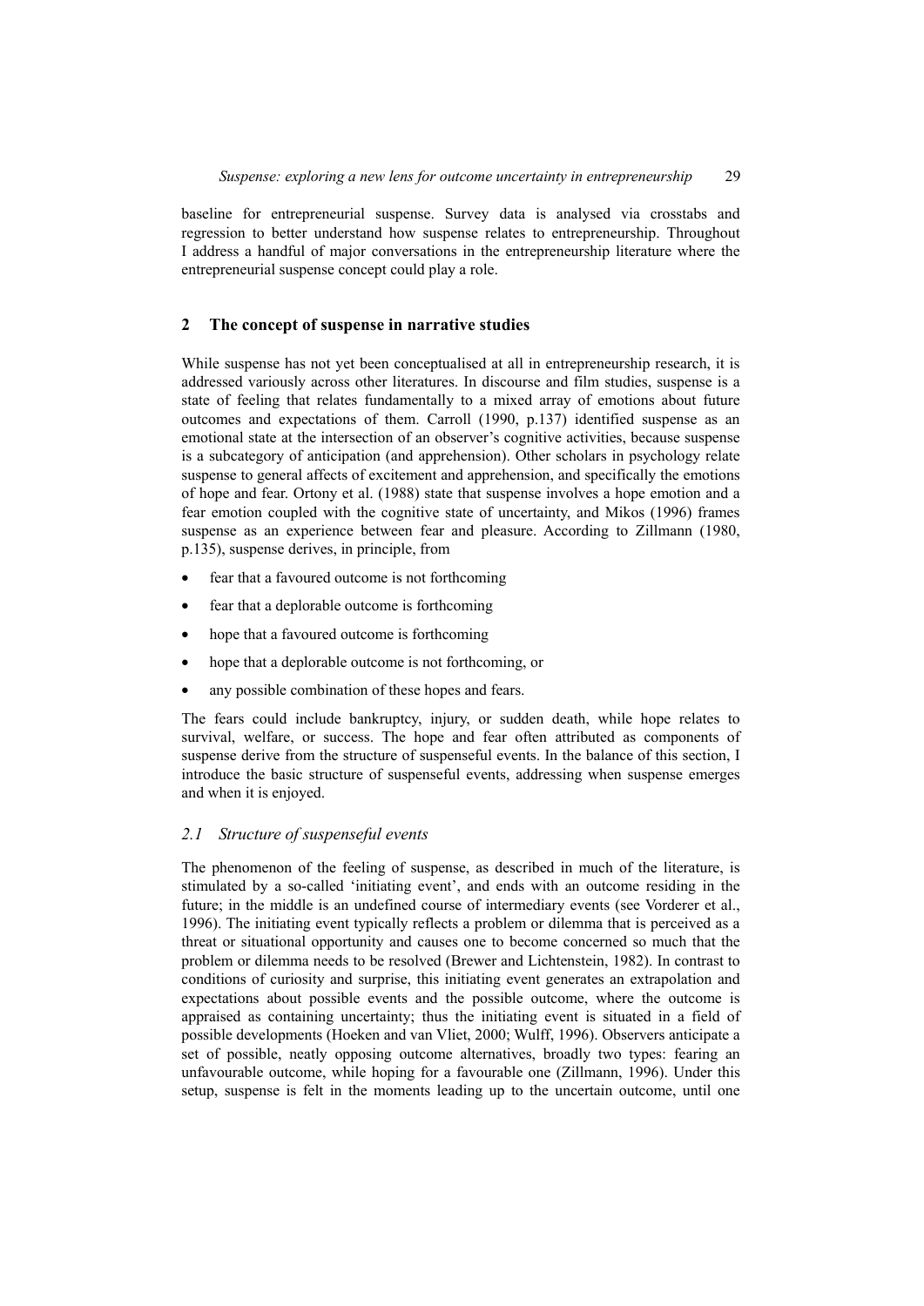baseline for entrepreneurial suspense. Survey data is analysed via crosstabs and regression to better understand how suspense relates to entrepreneurship. Throughout I address a handful of major conversations in the entrepreneurship literature where the entrepreneurial suspense concept could play a role.

## 2 The concept of suspense in narrative studies

While suspense has not yet been conceptualised at all in entrepreneurship research, it is addressed variously across other literatures. In discourse and film studies, suspense is a state of feeling that relates fundamentally to a mixed array of emotions about future outcomes and expectations of them. Carroll (1990, p.137) identified suspense as an emotional state at the intersection of an observer's cognitive activities, because suspense is a subcategory of anticipation (and apprehension). Other scholars in psychology relate suspense to general affects of excitement and apprehension, and specifically the emotions of hope and fear. Ortony et al. (1988) state that suspense involves a hope emotion and a fear emotion coupled with the cognitive state of uncertainty, and Mikos (1996) frames suspense as an experience between fear and pleasure. According to Zillmann (1980, p.135), suspense derives, in principle, from

- fear that a favoured outcome is not forthcoming
- fear that a deplorable outcome is forthcoming
- hope that a favoured outcome is forthcoming
- hope that a deplorable outcome is not forthcoming, or
- any possible combination of these hopes and fears.

The fears could include bankruptcy, injury, or sudden death, while hope relates to survival, welfare, or success. The hope and fear often attributed as components of suspense derive from the structure of suspenseful events. In the balance of this section, I introduce the basic structure of suspenseful events, addressing when suspense emerges and when it is enjoyed.

### *2.1 Structure of suspenseful events*

The phenomenon of the feeling of suspense, as described in much of the literature, is stimulated by a so-called 'initiating event', and ends with an outcome residing in the future; in the middle is an undefined course of intermediary events (see Vorderer et al., 1996). The initiating event typically reflects a problem or dilemma that is perceived as a threat or situational opportunity and causes one to become concerned so much that the problem or dilemma needs to be resolved (Brewer and Lichtenstein, 1982). In contrast to conditions of curiosity and surprise, this initiating event generates an extrapolation and expectations about possible events and the possible outcome, where the outcome is appraised as containing uncertainty; thus the initiating event is situated in a field of possible developments (Hoeken and van Vliet, 2000; Wulff, 1996). Observers anticipate a set of possible, neatly opposing outcome alternatives, broadly two types: fearing an unfavourable outcome, while hoping for a favourable one (Zillmann, 1996). Under this setup, suspense is felt in the moments leading up to the uncertain outcome, until one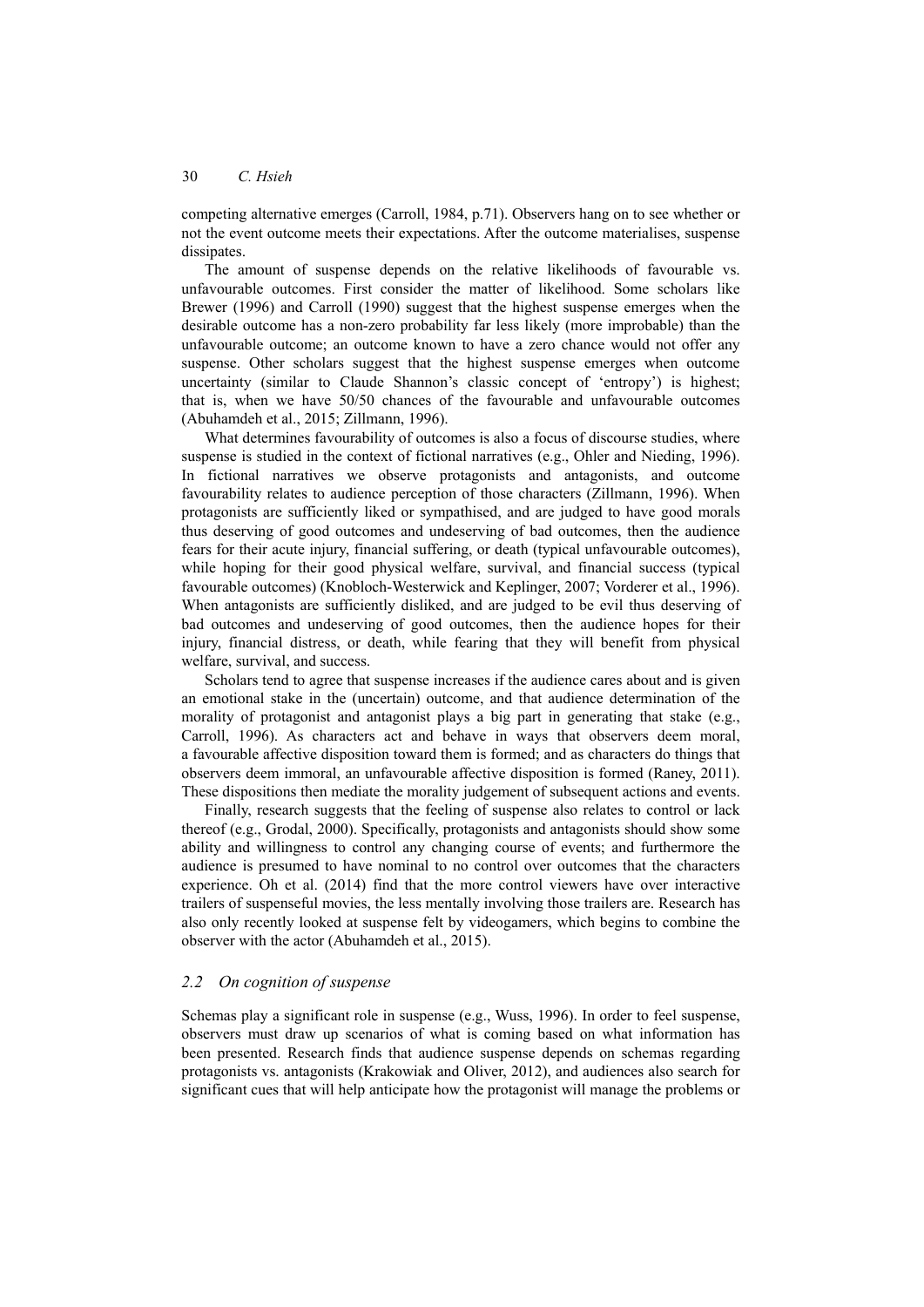competing alternative emerges (Carroll, 1984, p.71). Observers hang on to see whether or not the event outcome meets their expectations. After the outcome materialises, suspense dissipates.

The amount of suspense depends on the relative likelihoods of favourable vs. unfavourable outcomes. First consider the matter of likelihood. Some scholars like Brewer (1996) and Carroll (1990) suggest that the highest suspense emerges when the desirable outcome has a non-zero probability far less likely (more improbable) than the unfavourable outcome; an outcome known to have a zero chance would not offer any suspense. Other scholars suggest that the highest suspense emerges when outcome uncertainty (similar to Claude Shannon's classic concept of 'entropy') is highest; that is, when we have 50/50 chances of the favourable and unfavourable outcomes (Abuhamdeh et al., 2015; Zillmann, 1996).

What determines favourability of outcomes is also a focus of discourse studies, where suspense is studied in the context of fictional narratives (e.g., Ohler and Nieding, 1996). In fictional narratives we observe protagonists and antagonists, and outcome favourability relates to audience perception of those characters (Zillmann, 1996). When protagonists are sufficiently liked or sympathised, and are judged to have good morals thus deserving of good outcomes and undeserving of bad outcomes, then the audience fears for their acute injury, financial suffering, or death (typical unfavourable outcomes), while hoping for their good physical welfare, survival, and financial success (typical favourable outcomes) (Knobloch-Westerwick and Keplinger, 2007; Vorderer et al., 1996). When antagonists are sufficiently disliked, and are judged to be evil thus deserving of bad outcomes and undeserving of good outcomes, then the audience hopes for their injury, financial distress, or death, while fearing that they will benefit from physical welfare, survival, and success.

Scholars tend to agree that suspense increases if the audience cares about and is given an emotional stake in the (uncertain) outcome, and that audience determination of the morality of protagonist and antagonist plays a big part in generating that stake (e.g., Carroll, 1996). As characters act and behave in ways that observers deem moral, a favourable affective disposition toward them is formed; and as characters do things that observers deem immoral, an unfavourable affective disposition is formed (Raney, 2011). These dispositions then mediate the morality judgement of subsequent actions and events.

Finally, research suggests that the feeling of suspense also relates to control or lack thereof (e.g., Grodal, 2000). Specifically, protagonists and antagonists should show some ability and willingness to control any changing course of events; and furthermore the audience is presumed to have nominal to no control over outcomes that the characters experience. Oh et al. (2014) find that the more control viewers have over interactive trailers of suspenseful movies, the less mentally involving those trailers are. Research has also only recently looked at suspense felt by videogamers, which begins to combine the observer with the actor (Abuhamdeh et al., 2015).

### 2.2 *On cognition of suspense*

Schemas play a significant role in suspense (e.g., Wuss, 1996). In order to feel suspense, observers must draw up scenarios of what is coming based on what information has been presented. Research finds that audience suspense depends on schemas regarding protagonists vs. antagonists (Krakowiak and Oliver, 2012), and audiences also search for significant cues that will help anticipate how the protagonist will manage the problems or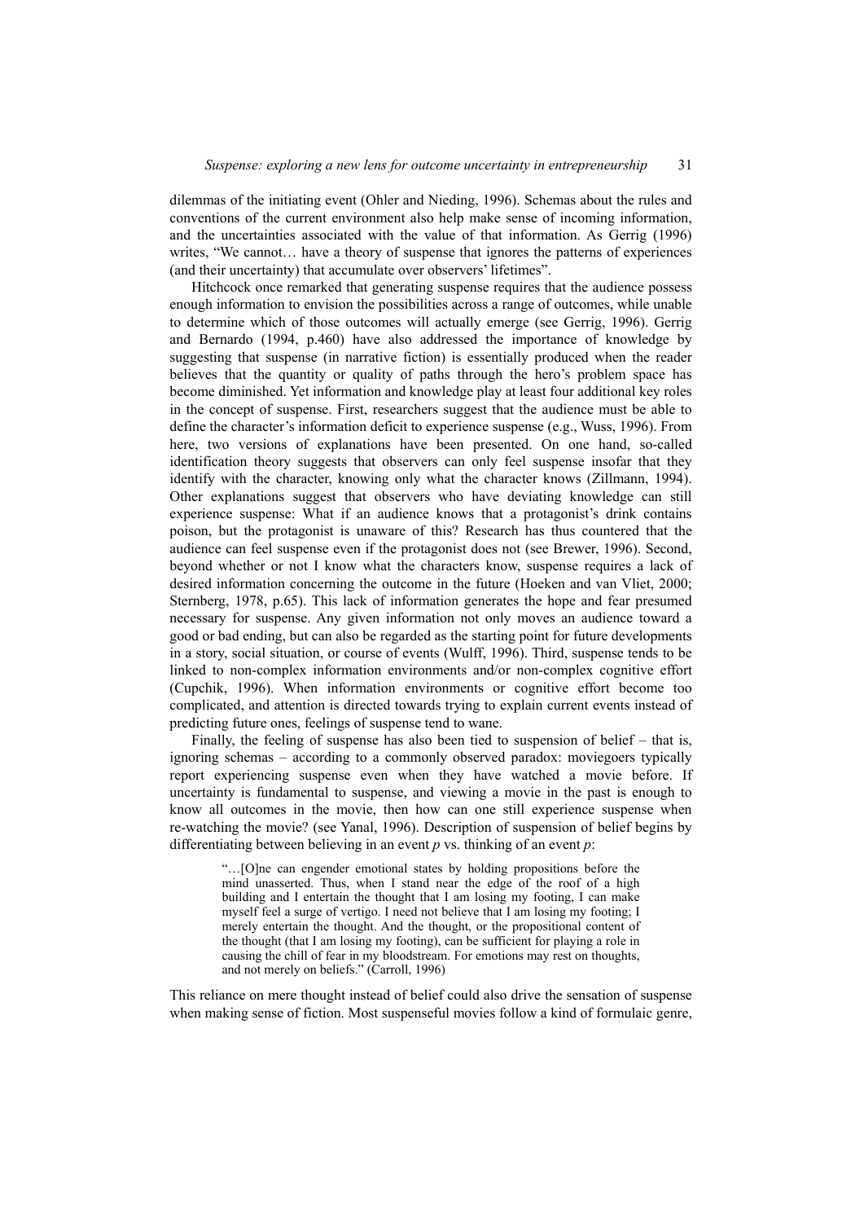dilemmas of the initiating event (Ohler and Nieding, 1996). Schemas about the rules and conventions of the current environment also help make sense of incoming information, and the uncertainties associated with the value of that information. As Gerrig (1996) writes, "We cannot… have a theory of suspense that ignores the patterns of experiences (and their uncertainty) that accumulate over observers' lifetimes".

Hitchcock once remarked that generating suspense requires that the audience possess enough information to envision the possibilities across a range of outcomes, while unable to determine which of those outcomes will actually emerge (see Gerrig, 1996). Gerrig and Bernardo (1994, p.460) have also addressed the importance of knowledge by suggesting that suspense (in narrative fiction) is essentially produced when the reader believes that the quantity or quality of paths through the hero's problem space has become diminished. Yet information and knowledge play at least four additional key roles in the concept of suspense. First, researchers suggest that the audience must be able to define the character's information deficit to experience suspense (e.g., Wuss, 1996). From here, two versions of explanations have been presented. On one hand, so-called identification theory suggests that observers can only feel suspense insofar that they identify with the character, knowing only what the character knows (Zillmann, 1994). Other explanations suggest that observers who have deviating knowledge can still experience suspense: What if an audience knows that a protagonist's drink contains poison, but the protagonist is unaware of this? Research has thus countered that the audience can feel suspense even if the protagonist does not (see Brewer, 1996). Second, beyond whether or not I know what the characters know, suspense requires a lack of desired information concerning the outcome in the future (Hoeken and van Vliet, 2000; Sternberg, 1978, p.65). This lack of information generates the hope and fear presumed necessary for suspense. Any given information not only moves an audience toward a good or bad ending, but can also be regarded as the starting point for future developments in a story, social situation, or course of events (Wulff, 1996). Third, suspense tends to be linked to non-complex information environments and/or non-complex cognitive effort (Cupchik, 1996). When information environments or cognitive effort become too complicated, and attention is directed towards trying to explain current events instead of predicting future ones, feelings of suspense tend to wane.

Finally, the feeling of suspense has also been tied to suspension of belief – that is, ignoring schemas – according to a commonly observed paradox: moviegoers typically report experiencing suspense even when they have watched a movie before. If uncertainty is fundamental to suspense, and viewing a movie in the past is enough to know all outcomes in the movie, then how can one still experience suspense when re-watching the movie? (see Yanal, 1996). Description of suspension of belief begins by differentiating between believing in an event *p* vs. thinking of an event *p*:

> "…[O]ne can engender emotional states by holding propositions before the mind unasserted. Thus, when I stand near the edge of the roof of a high building and I entertain the thought that I am losing my footing, I can make myself feel a surge of vertigo. I need not believe that I am losing my footing; I merely entertain the thought. And the thought, or the propositional content of the thought (that I am losing my footing), can be sufficient for playing a role in causing the chill of fear in my bloodstream. For emotions may rest on thoughts, and not merely on beliefs." (Carroll, 1996)

This reliance on mere thought instead of belief could also drive the sensation of suspense when making sense of fiction. Most suspenseful movies follow a kind of formulaic genre,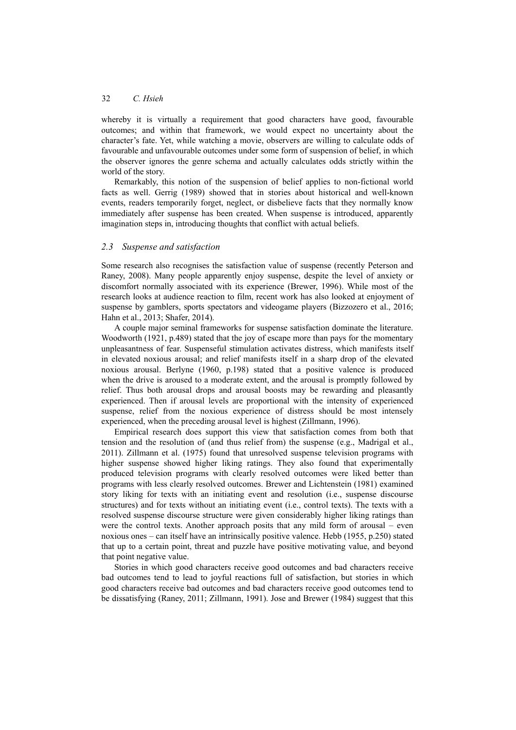whereby it is virtually a requirement that good characters have good, favourable outcomes; and within that framework, we would expect no uncertainty about the character's fate. Yet, while watching a movie, observers are willing to calculate odds of favourable and unfavourable outcomes under some form of suspension of belief, in which the observer ignores the genre schema and actually calculates odds strictly within the world of the story.

Remarkably, this notion of the suspension of belief applies to non-fictional world facts as well. Gerrig (1989) showed that in stories about historical and well-known events, readers temporarily forget, neglect, or disbelieve facts that they normally know immediately after suspense has been created. When suspense is introduced, apparently imagination steps in, introducing thoughts that conflict with actual beliefs.

### *2.3 Suspense and satisfaction*

Some research also recognises the satisfaction value of suspense (recently Peterson and Raney, 2008). Many people apparently enjoy suspense, despite the level of anxiety or discomfort normally associated with its experience (Brewer, 1996). While most of the research looks at audience reaction to film, recent work has also looked at enjoyment of suspense by gamblers, sports spectators and videogame players (Bizzozero et al., 2016; Hahn et al., 2013; Shafer, 2014).

A couple major seminal frameworks for suspense satisfaction dominate the literature. Woodworth (1921, p.489) stated that the joy of escape more than pays for the momentary unpleasantness of fear. Suspenseful stimulation activates distress, which manifests itself in elevated noxious arousal; and relief manifests itself in a sharp drop of the elevated noxious arousal. Berlyne (1960, p.198) stated that a positive valence is produced when the drive is aroused to a moderate extent, and the arousal is promptly followed by relief. Thus both arousal drops and arousal boosts may be rewarding and pleasantly experienced. Then if arousal levels are proportional with the intensity of experienced suspense, relief from the noxious experience of distress should be most intensely experienced, when the preceding arousal level is highest (Zillmann, 1996).

Empirical research does support this view that satisfaction comes from both that tension and the resolution of (and thus relief from) the suspense (e.g., Madrigal et al., 2011). Zillmann et al. (1975) found that unresolved suspense television programs with higher suspense showed higher liking ratings. They also found that experimentally produced television programs with clearly resolved outcomes were liked better than programs with less clearly resolved outcomes. Brewer and Lichtenstein (1981) examined story liking for texts with an initiating event and resolution (i.e., suspense discourse structures) and for texts without an initiating event (i.e., control texts). The texts with a resolved suspense discourse structure were given considerably higher liking ratings than were the control texts. Another approach posits that any mild form of arousal – even noxious ones – can itself have an intrinsically positive valence. Hebb (1955, p.250) stated that up to a certain point, threat and puzzle have positive motivating value, and beyond that point negative value.

Stories in which good characters receive good outcomes and bad characters receive bad outcomes tend to lead to joyful reactions full of satisfaction, but stories in which good characters receive bad outcomes and bad characters receive good outcomes tend to be dissatisfying (Raney, 2011; Zillmann, 1991). Jose and Brewer (1984) suggest that this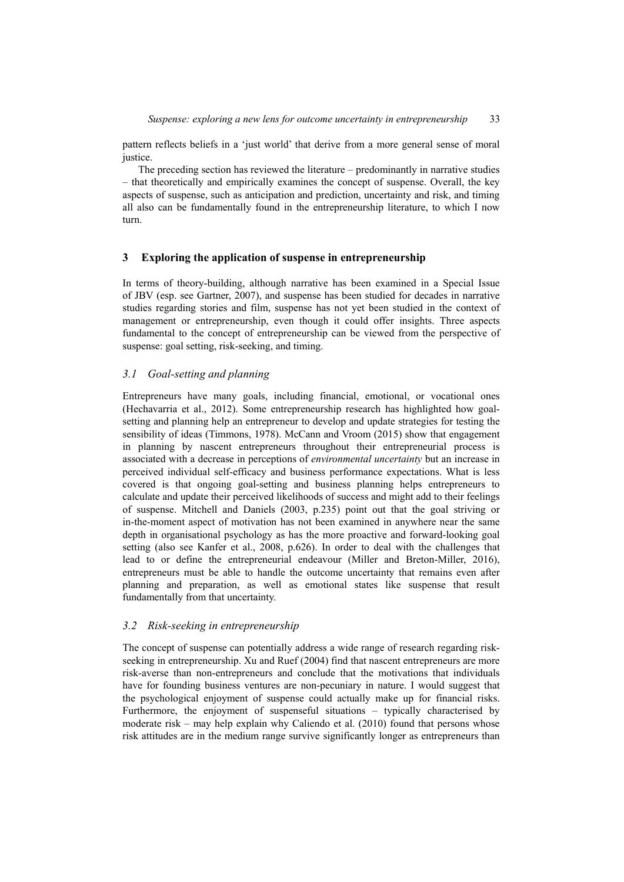pattern reflects beliefs in a 'just world' that derive from a more general sense of moral justice.

The preceding section has reviewed the literature – predominantly in narrative studies – that theoretically and empirically examines the concept of suspense. Overall, the key aspects of suspense, such as anticipation and prediction, uncertainty and risk, and timing all also can be fundamentally found in the entrepreneurship literature, to which I now turn.

## 3 Exploring the application of suspense in entrepreneurship

In terms of theory-building, although narrative has been examined in a Special Issue of JBV (esp. see Gartner, 2007), and suspense has been studied for decades in narrative studies regarding stories and film, suspense has not yet been studied in the context of management or entrepreneurship, even though it could offer insights. Three aspects fundamental to the concept of entrepreneurship can be viewed from the perspective of suspense: goal setting, risk-seeking, and timing.

### *3.1 Goal-setting and planning*

Entrepreneurs have many goals, including financial, emotional, or vocational ones (Hechavarria et al., 2012). Some entrepreneurship research has highlighted how goal-setting and planning help an entrepreneur to develop and update strategies for testing the sensibility of ideas (Timmons, 1978). McCann and Vroom (2015) show that engagement in planning by nascent entrepreneurs throughout their entrepreneurial process is associated with a decrease in perceptions of *environmental uncertainty* but an increase in perceived individual self-efficacy and business performance expectations. What is less covered is that ongoing goal-setting and business planning helps entrepreneurs to calculate and update their perceived likelihoods of success and might add to their feelings of suspense. Mitchell and Daniels (2003, p.235) point out that the goal striving or in-the-moment aspect of motivation has not been examined in anywhere near the same depth in organisational psychology as has the more proactive and forward-looking goal setting (also see Kanfer et al., 2008, p.626). In order to deal with the challenges that lead to or define the entrepreneurial endeavour (Miller and Breton-Miller, 2016), entrepreneurs must be able to handle the outcome uncertainty that remains even after planning and preparation, as well as emotional states like suspense that result fundamentally from that uncertainty.

### *3.2 Risk-seeking in entrepreneurship*

The concept of suspense can potentially address a wide range of research regarding risk-seeking in entrepreneurship. Xu and Ruef (2004) find that nascent entrepreneurs are more risk-averse than non-entrepreneurs and conclude that the motivations that individuals have for founding business ventures are non-pecuniary in nature. I would suggest that the psychological enjoyment of suspense could actually make up for financial risks. Furthermore, the enjoyment of suspenseful situations – typically characterised by moderate risk – may help explain why Caliendo et al. (2010) found that persons whose risk attitudes are in the medium range survive significantly longer as entrepreneurs than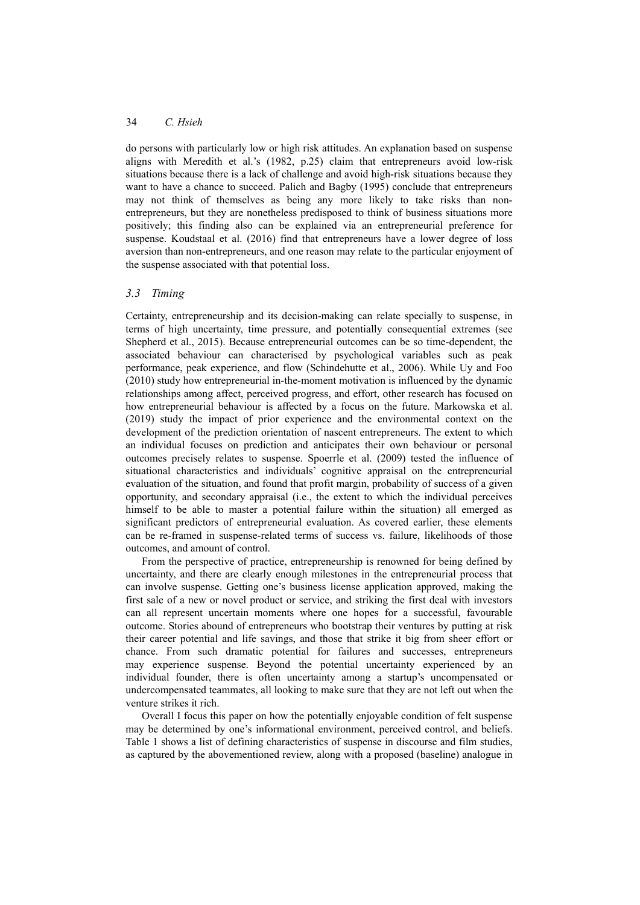do persons with particularly low or high risk attitudes. An explanation based on suspense aligns with Meredith et al.'s (1982, p.25) claim that entrepreneurs avoid low-risk situations because there is a lack of challenge and avoid high-risk situations because they want to have a chance to succeed. Palich and Bagby (1995) conclude that entrepreneurs may not think of themselves as being any more likely to take risks than non-entrepreneurs, but they are nonetheless predisposed to think of business situations more positively; this finding also can be explained via an entrepreneurial preference for suspense. Koudstaal et al. (2016) find that entrepreneurs have a lower degree of loss aversion than non-entrepreneurs, and one reason may relate to the particular enjoyment of the suspense associated with that potential loss.

### *3.3 Timing*

Certainty, entrepreneurship and its decision-making can relate specially to suspense, in terms of high uncertainty, time pressure, and potentially consequential extremes (see Shepherd et al., 2015). Because entrepreneurial outcomes can be so time-dependent, the associated behaviour can characterised by psychological variables such as peak performance, peak experience, and flow (Schindehutte et al., 2006). While Uy and Foo (2010) study how entrepreneurial in-the-moment motivation is influenced by the dynamic relationships among affect, perceived progress, and effort, other research has focused on how entrepreneurial behaviour is affected by a focus on the future. Markowska et al. (2019) study the impact of prior experience and the environmental context on the development of the prediction orientation of nascent entrepreneurs. The extent to which an individual focuses on prediction and anticipates their own behaviour or personal outcomes precisely relates to suspense. Spoerrle et al. (2009) tested the influence of situational characteristics and individuals' cognitive appraisal on the entrepreneurial evaluation of the situation, and found that profit margin, probability of success of a given opportunity, and secondary appraisal (i.e., the extent to which the individual perceives himself to be able to master a potential failure within the situation) all emerged as significant predictors of entrepreneurial evaluation. As covered earlier, these elements can be re-framed in suspense-related terms of success vs. failure, likelihoods of those outcomes, and amount of control.

From the perspective of practice, entrepreneurship is renowned for being defined by uncertainty, and there are clearly enough milestones in the entrepreneurial process that can involve suspense. Getting one's business license application approved, making the first sale of a new or novel product or service, and striking the first deal with investors can all represent uncertain moments where one hopes for a successful, favourable outcome. Stories abound of entrepreneurs who bootstrap their ventures by putting at risk their career potential and life savings, and those that strike it big from sheer effort or chance. From such dramatic potential for failures and successes, entrepreneurs may experience suspense. Beyond the potential uncertainty experienced by an individual founder, there is often uncertainty among a startup's uncompensated or undercompensated teammates, all looking to make sure that they are not left out when the venture strikes it rich.

Overall I focus this paper on how the potentially enjoyable condition of felt suspense may be determined by one's informational environment, perceived control, and beliefs. Table 1 shows a list of defining characteristics of suspense in discourse and film studies, as captured by the abovementioned review, along with a proposed (baseline) analogue in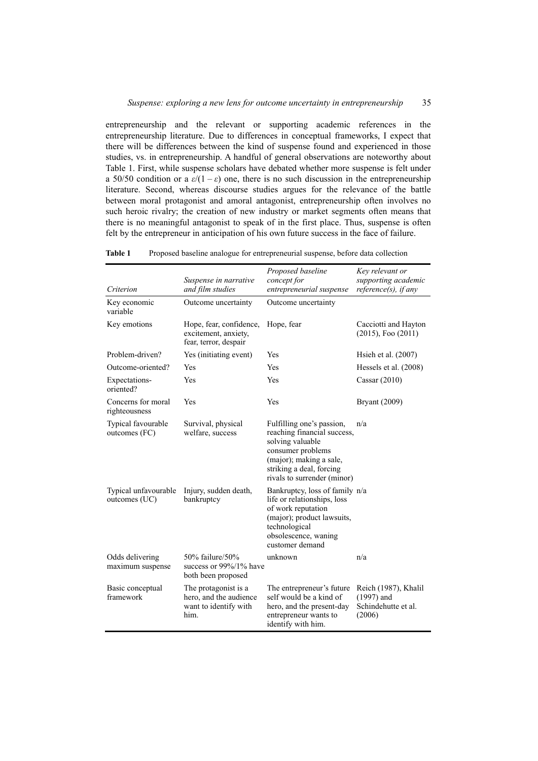entrepreneurship and the relevant or supporting academic references in the entrepreneurship literature. Due to differences in conceptual frameworks, I expect that there will be differences between the kind of suspense found and experienced in those studies, vs. in entrepreneurship. A handful of general observations are noteworthy about Table 1. First, while suspense scholars have debated whether more suspense is felt under a 50/50 condition or a $\varepsilon/(1-\varepsilon)$ one, there is no such discussion in the entrepreneurship literature. Second, whereas discourse studies argues for the relevance of the battle between moral protagonist and amoral antagonist, entrepreneurship often involves no such heroic rivalry; the creation of new industry or market segments often means that there is no meaningful antagonist to speak of in the first place. Thus, suspense is often felt by the entrepreneur in anticipation of his own future success in the face of failure.

**Table 1** Proposed baseline analogue for entrepreneurial suspense, before data collection

| *Criterion* | *Suspense in narrative and film studies* | *Proposed baseline concept for entrepreneurial suspense* | *Key relevant or supporting academic reference(s), if any* |
|---|---|---|---|
| Key economic variable | Outcome uncertainty | Outcome uncertainty | |
| Key emotions | Hope, fear, confidence, excitement, anxiety, fear, terror, despair | Hope, fear | Cacciotti and Hayton (2015), Foo (2011) |
| Problem-driven? | Yes (initiating event) | Yes | Hsieh et al. (2007) |
| Outcome-oriented? | Yes | Yes | Hessels et al. (2008) |
| Expectations-oriented? | Yes | Yes | Cassar (2010) |
| Concerns for moral righteousness | Yes | Yes | Bryant (2009) |
| Typical favourable outcomes (FC) | Survival, physical welfare, success | Fulfilling one's passion, reaching financial success, solving valuable consumer problems (major); making a sale, striking a deal, forcing rivals to surrender (minor) | n/a |
| Typical unfavourable outcomes (UC) | Injury, sudden death, bankruptcy | Bankruptcy, loss of family life or relationships, loss of work reputation (major); product lawsuits, technological obsolescence, waning customer demand | n/a |
| Odds delivering maximum suspense | 50% failure/50% success or 99%/1% have both been proposed | unknown | n/a |
| Basic conceptual framework | The protagonist is a hero, and the audience want to identify with him. | The entrepreneur's future self would be a kind of hero, and the present-day entrepreneur wants to identify with him. | Reich (1987), Khalil (1997) and Schindehutte et al. (2006) |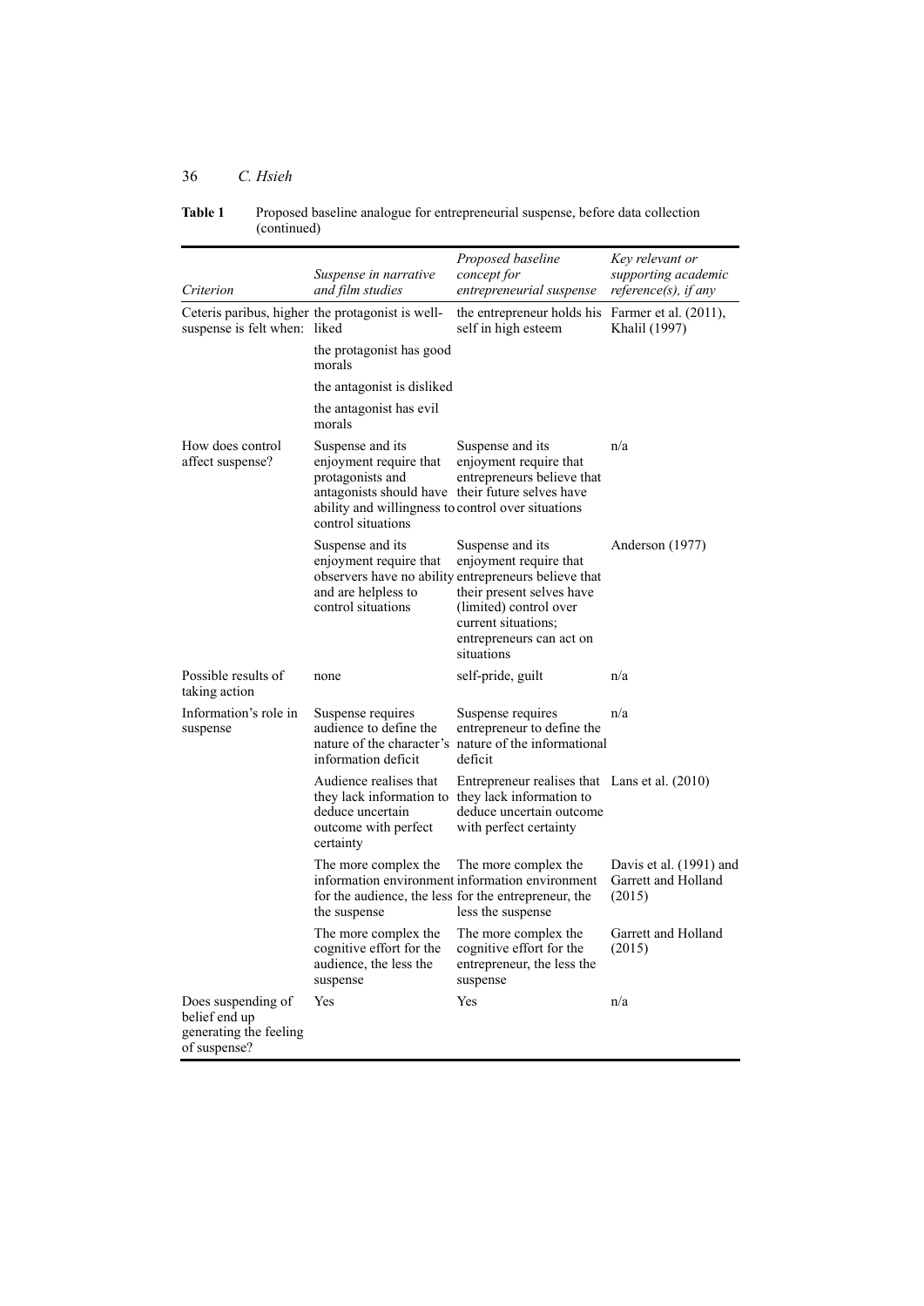**Table 1** Proposed baseline analogue for entrepreneurial suspense, before data collection (continued)

| *Criterion* | *Suspense in narrative and film studies* | *Proposed baseline concept for entrepreneurial suspense* | *Key relevant or supporting academic reference(s), if any* |
|---|---|---|---|
| Ceteris paribus, higher suspense is felt when: | the protagonist is well-liked | the entrepreneur holds his self in high esteem | Farmer et al. (2011), Khalil (1997) |
| | the protagonist has good morals | | |
| | the antagonist is disliked | | |
| | the antagonist has evil morals | | |
| How does control affect suspense? | Suspense and its enjoyment require that protagonists and antagonists should have ability and willingness to control situations | Suspense and its enjoyment require that entrepreneurs believe that their future selves have control over situations | n/a |
| | Suspense and its enjoyment require that observers have no ability and are helpless to control situations | Suspense and its enjoyment require that entrepreneurs believe that their present selves have (limited) control over current situations; entrepreneurs can act on situations | Anderson (1977) |
| Possible results of taking action | none | self-pride, guilt | n/a |
| Information's role in suspense | Suspense requires audience to define the nature of the character's information deficit | Suspense requires entrepreneur to define the nature of the informational deficit | n/a |
| | Audience realises that they lack information to deduce uncertain outcome with perfect certainty | Entrepreneur realises that they lack information to deduce uncertain outcome with perfect certainty | Lans et al. (2010) |
| | The more complex the information environment for the audience, the less the suspense | The more complex the information environment for the entrepreneur, the less the suspense | Davis et al. (1991) and Garrett and Holland (2015) |
| | The more complex the cognitive effort for the audience, the less the suspense | The more complex the cognitive effort for the entrepreneur, the less the suspense | Garrett and Holland (2015) |
| Does suspending of belief end up generating the feeling of suspense? | Yes | Yes | n/a |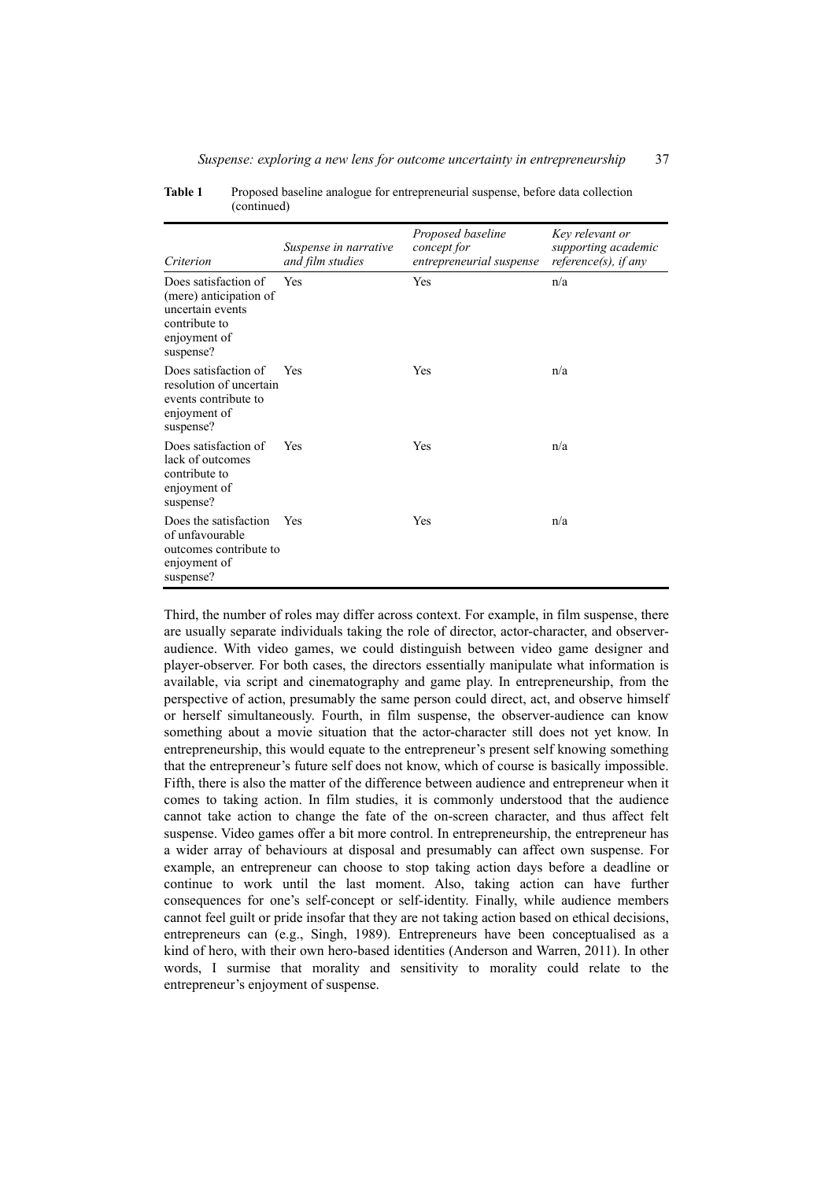**Table 1** Proposed baseline analogue for entrepreneurial suspense, before data collection (continued)

| *Criterion* | *Suspense in narrative and film studies* | *Proposed baseline concept for entrepreneurial suspense* | *Key relevant or supporting academic reference(s), if any* |
|---|---|---|---|
| Does satisfaction of (mere) anticipation of uncertain events contribute to enjoyment of suspense? | Yes | Yes | n/a |
| Does satisfaction of resolution of uncertain events contribute to enjoyment of suspense? | Yes | Yes | n/a |
| Does satisfaction of lack of outcomes contribute to enjoyment of suspense? | Yes | Yes | n/a |
| Does the satisfaction of unfavourable outcomes contribute to enjoyment of suspense? | Yes | Yes | n/a |

Third, the number of roles may differ across context. For example, in film suspense, there are usually separate individuals taking the role of director, actor-character, and observer-audience. With video games, we could distinguish between video game designer and player-observer. For both cases, the directors essentially manipulate what information is available, via script and cinematography and game play. In entrepreneurship, from the perspective of action, presumably the same person could direct, act, and observe himself or herself simultaneously. Fourth, in film suspense, the observer-audience can know something about a movie situation that the actor-character still does not yet know. In entrepreneurship, this would equate to the entrepreneur's present self knowing something that the entrepreneur's future self does not know, which of course is basically impossible. Fifth, there is also the matter of the difference between audience and entrepreneur when it comes to taking action. In film studies, it is commonly understood that the audience cannot take action to change the fate of the on-screen character, and thus affect felt suspense. Video games offer a bit more control. In entrepreneurship, the entrepreneur has a wider array of behaviours at disposal and presumably can affect own suspense. For example, an entrepreneur can choose to stop taking action days before a deadline or continue to work until the last moment. Also, taking action can have further consequences for one's self-concept or self-identity. Finally, while audience members cannot feel guilt or pride insofar that they are not taking action based on ethical decisions, entrepreneurs can (e.g., Singh, 1989). Entrepreneurs have been conceptualised as a kind of hero, with their own hero-based identities (Anderson and Warren, 2011). In other words, I surmise that morality and sensitivity to morality could relate to the entrepreneur's enjoyment of suspense.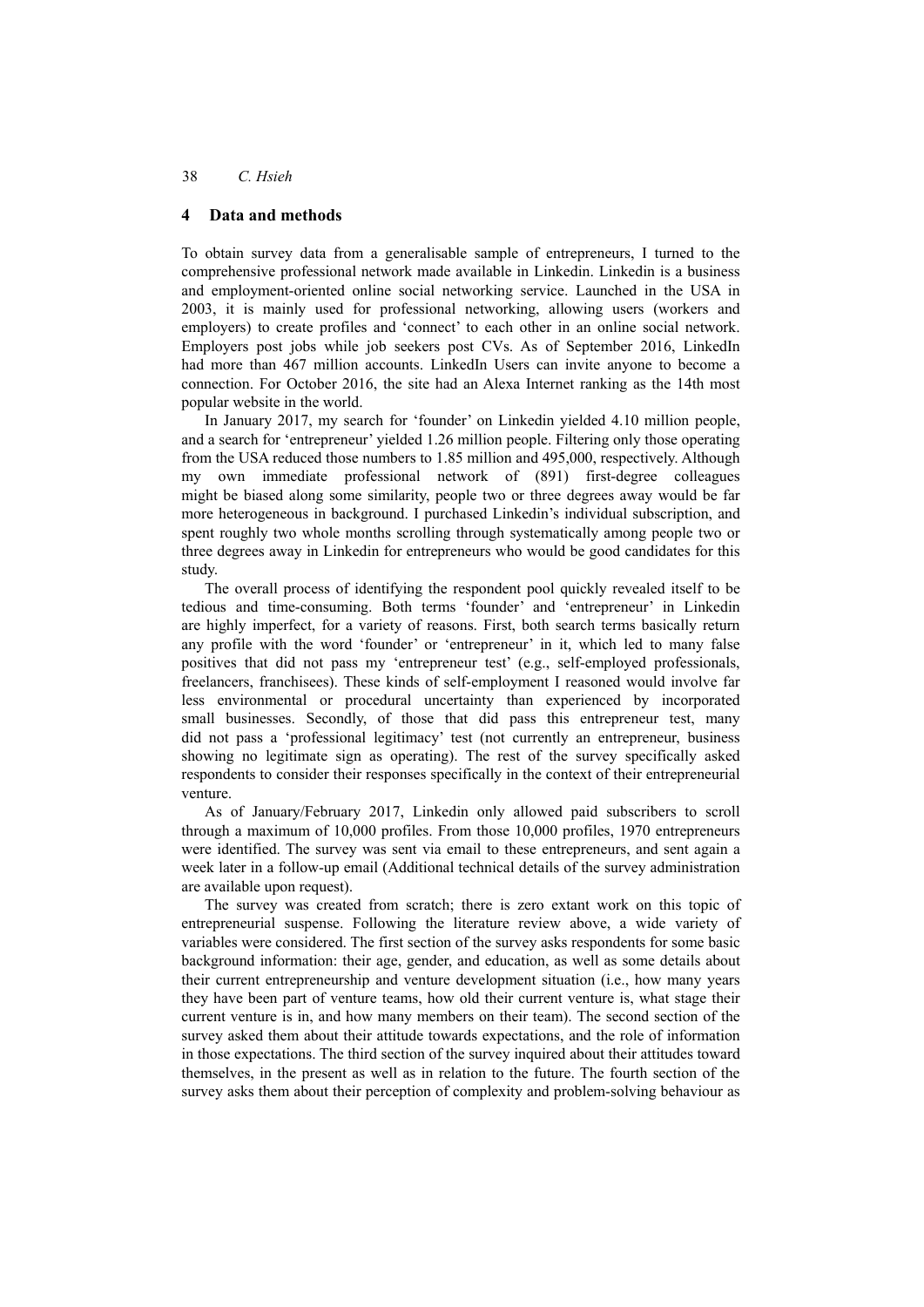## 4 Data and methods

To obtain survey data from a generalisable sample of entrepreneurs, I turned to the comprehensive professional network made available in Linkedin. Linkedin is a business and employment-oriented online social networking service. Launched in the USA in 2003, it is mainly used for professional networking, allowing users (workers and employers) to create profiles and 'connect' to each other in an online social network. Employers post jobs while job seekers post CVs. As of September 2016, LinkedIn had more than 467 million accounts. LinkedIn Users can invite anyone to become a connection. For October 2016, the site had an Alexa Internet ranking as the 14th most popular website in the world.

In January 2017, my search for 'founder' on Linkedin yielded 4.10 million people, and a search for 'entrepreneur' yielded 1.26 million people. Filtering only those operating from the USA reduced those numbers to 1.85 million and 495,000, respectively. Although my own immediate professional network of (891) first-degree colleagues might be biased along some similarity, people two or three degrees away would be far more heterogeneous in background. I purchased Linkedin's individual subscription, and spent roughly two whole months scrolling through systematically among people two or three degrees away in Linkedin for entrepreneurs who would be good candidates for this study.

The overall process of identifying the respondent pool quickly revealed itself to be tedious and time-consuming. Both terms 'founder' and 'entrepreneur' in Linkedin are highly imperfect, for a variety of reasons. First, both search terms basically return any profile with the word 'founder' or 'entrepreneur' in it, which led to many false positives that did not pass my 'entrepreneur test' (e.g., self-employed professionals, freelancers, franchisees). These kinds of self-employment I reasoned would involve far less environmental or procedural uncertainty than experienced by incorporated small businesses. Secondly, of those that did pass this entrepreneur test, many did not pass a 'professional legitimacy' test (not currently an entrepreneur, business showing no legitimate sign as operating). The rest of the survey specifically asked respondents to consider their responses specifically in the context of their entrepreneurial venture.

As of January/February 2017, Linkedin only allowed paid subscribers to scroll through a maximum of 10,000 profiles. From those 10,000 profiles, 1970 entrepreneurs were identified. The survey was sent via email to these entrepreneurs, and sent again a week later in a follow-up email (Additional technical details of the survey administration are available upon request).

The survey was created from scratch; there is zero extant work on this topic of entrepreneurial suspense. Following the literature review above, a wide variety of variables were considered. The first section of the survey asks respondents for some basic background information: their age, gender, and education, as well as some details about their current entrepreneurship and venture development situation (i.e., how many years they have been part of venture teams, how old their current venture is, what stage their current venture is in, and how many members on their team). The second section of the survey asked them about their attitude towards expectations, and the role of information in those expectations. The third section of the survey inquired about their attitudes toward themselves, in the present as well as in relation to the future. The fourth section of the survey asks them about their perception of complexity and problem-solving behaviour as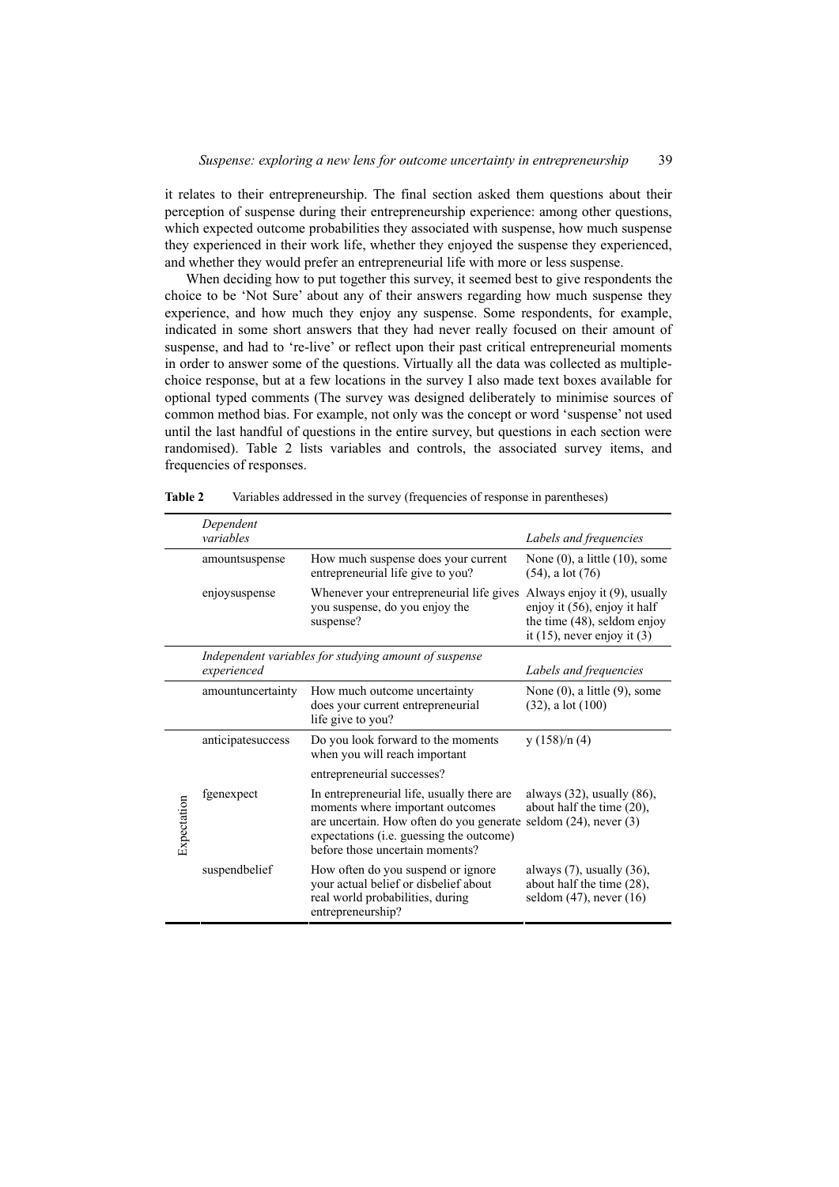it relates to their entrepreneurship. The final section asked them questions about their perception of suspense during their entrepreneurship experience: among other questions, which expected outcome probabilities they associated with suspense, how much suspense they experienced in their work life, whether they enjoyed the suspense they experienced, and whether they would prefer an entrepreneurial life with more or less suspense.

When deciding how to put together this survey, it seemed best to give respondents the choice to be 'Not Sure' about any of their answers regarding how much suspense they experience, and how much they enjoy any suspense. Some respondents, for example, indicated in some short answers that they had never really focused on their amount of suspense, and had to 're-live' or reflect upon their past critical entrepreneurial moments in order to answer some of the questions. Virtually all the data was collected as multiple-choice response, but at a few locations in the survey I also made text boxes available for optional typed comments (The survey was designed deliberately to minimise sources of common method bias. For example, not only was the concept or word 'suspense' not used until the last handful of questions in the entire survey, but questions in each section were randomised). Table 2 lists variables and controls, the associated survey items, and frequencies of responses.

**Table 2** Variables addressed in the survey (frequencies of response in parentheses)

| | *Dependent variables* | | *Labels and frequencies* |
|---|---|---|---|
| | amountsuspense | How much suspense does your current entrepreneurial life give to you? | None (0), a little (10), some (54), a lot (76) |
| | enjoysuspense | Whenever your entrepreneurial life gives you suspense, do you enjoy the suspense? | Always enjoy it (9), usually enjoy it (56), enjoy it half the time (48), seldom enjoy it (15), never enjoy it (3) |
| | *Independent variables for studying amount of suspense experienced* | | *Labels and frequencies* |
| | amountuncertainty | How much outcome uncertainty does your current entrepreneurial life give to you? | None (0), a little (9), some (32), a lot (100) |
| Expectation | anticipatesuccess | Do you look forward to the moments when you will reach important entrepreneurial successes? | y (158)/n (4) |
| Expectation | fgenexpect | In entrepreneurial life, usually there are moments where important outcomes are uncertain. How often do you generate expectations (i.e. guessing the outcome) before those uncertain moments? | always (32), usually (86), about half the time (20), seldom (24), never (3) |
| Expectation | suspendbelief | How often do you suspend or ignore your actual belief or disbelief about real world probabilities, during entrepreneurship? | always (7), usually (36), about half the time (28), seldom (47), never (16) |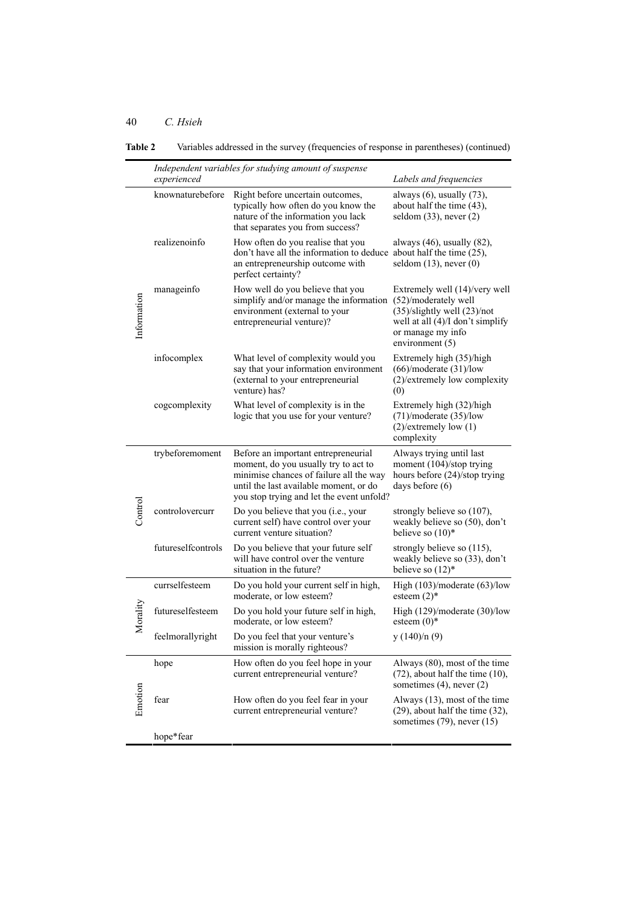**Table 2** Variables addressed in the survey (frequencies of response in parentheses) (continued)

| | *Independent variables for studying amount of suspense experienced* | | *Labels and frequencies* |
|---|---|---|---|
| Information | knownaturebefore | Right before uncertain outcomes, typically how often do you know the nature of the information you lack that separates you from success? | always (6), usually (73), about half the time (43), seldom (33), never (2) |
| | realizenoinfo | How often do you realise that you don't have all the information to deduce an entrepreneurship outcome with perfect certainty? | always (46), usually (82), about half the time (25), seldom (13), never (0) |
| | manageinfo | How well do you believe that you simplify and/or manage the information environment (external to your entrepreneurial venture)? | Extremely well (14)/very well (52)/moderately well (35)/slightly well (23)/not well at all (4)/I don't simplify or manage my info environment (5) |
| | infocomplex | What level of complexity would you say that your information environment (external to your entrepreneurial venture) has? | Extremely high (35)/high (66)/moderate (31)/low (2)/extremely low complexity (0) |
| | cogcomplexity | What level of complexity is in the logic that you use for your venture? | Extremely high (32)/high (71)/moderate (35)/low (2)/extremely low (1) complexity |
| Control | trybeforemoment | Before an important entrepreneurial moment, do you usually try to act to minimise chances of failure all the way until the last available moment, or do you stop trying and let the event unfold? | Always trying until last moment (104)/stop trying hours before (24)/stop trying days before (6) |
| | controlovercurr | Do you believe that you (i.e., your current self) have control over your current venture situation? | strongly believe so (107), weakly believe so (50), don't believe so (10)* |
| | futureselfcontrols | Do you believe that your future self will have control over the venture situation in the future? | strongly believe so (115), weakly believe so (33), don't believe so (12)* |
| Morality | currselfesteem | Do you hold your current self in high, moderate, or low esteem? | High (103)/moderate (63)/low esteem (2)* |
| | futureselfesteem | Do you hold your future self in high, moderate, or low esteem? | High (129)/moderate (30)/low esteem (0)* |
| | feelmorallyright | Do you feel that your venture's mission is morally righteous? | y (140)/n (9) |
| Emotion | hope | How often do you feel hope in your current entrepreneurial venture? | Always (80), most of the time (72), about half the time (10), sometimes (4), never (2) |
| | fear | How often do you feel fear in your current entrepreneurial venture? | Always (13), most of the time (29), about half the time (32), sometimes (79), never (15) |
| | hope*fear | | |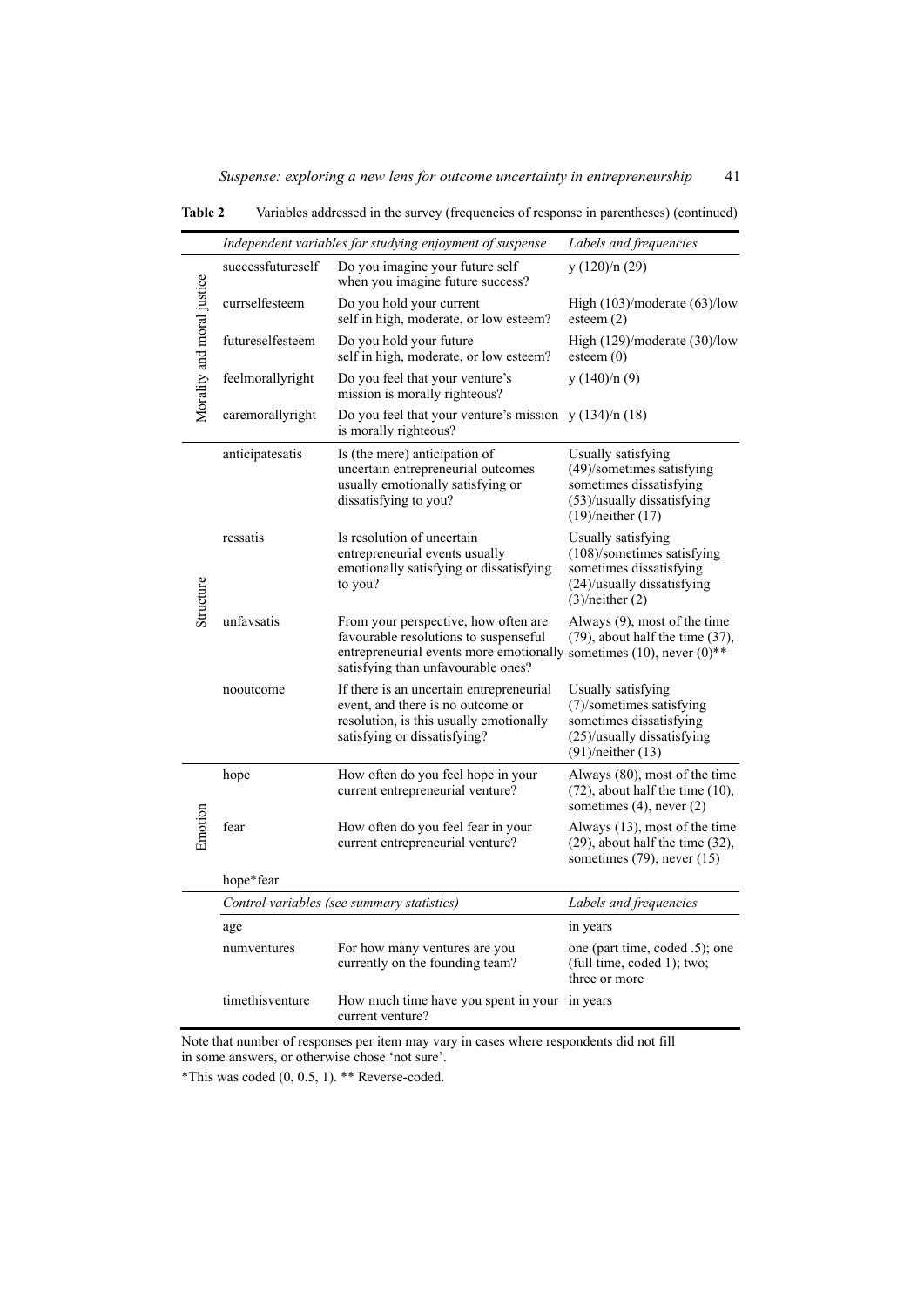**Table 2** Variables addressed in the survey (frequencies of response in parentheses) (continued)

| | *Independent variables for studying enjoyment of suspense* | | *Labels and frequencies* |
|---|---|---|---|
| Morality and moral justice | successfutureself | Do you imagine your future self when you imagine future success? | y (120)/n (29) |
| | currselfesteem | Do you hold your current self in high, moderate, or low esteem? | High (103)/moderate (63)/low esteem (2) |
| | futureselfesteem | Do you hold your future self in high, moderate, or low esteem? | High (129)/moderate (30)/low esteem (0) |
| | feelmorallyright | Do you feel that your venture's mission is morally righteous? | y (140)/n (9) |
| | caremorallyright | Do you feel that your venture's mission is morally righteous? | y (134)/n (18) |
| Structure | anticipatesatis | Is (the mere) anticipation of uncertain entrepreneurial outcomes usually emotionally satisfying or dissatisfying to you? | Usually satisfying (49)/sometimes satisfying sometimes dissatisfying (53)/usually dissatisfying (19)/neither (17) |
| | ressatis | Is resolution of uncertain entrepreneurial events usually emotionally satisfying or dissatisfying to you? | Usually satisfying (108)/sometimes satisfying sometimes dissatisfying (24)/usually dissatisfying (3)/neither (2) |
| | unfavsatis | From your perspective, how often are favourable resolutions to suspenseful entrepreneurial events more emotionally satisfying than unfavourable ones? | Always (9), most of the time (79), about half the time (37), sometimes (10), never (0)** |
| | nooutcome | If there is an uncertain entrepreneurial event, and there is no outcome or resolution, is this usually emotionally satisfying or dissatisfying? | Usually satisfying (7)/sometimes satisfying sometimes dissatisfying (25)/usually dissatisfying (91)/neither (13) |
| Emotion | hope | How often do you feel hope in your current entrepreneurial venture? | Always (80), most of the time (72), about half the time (10), sometimes (4), never (2) |
| | fear | How often do you feel fear in your current entrepreneurial venture? | Always (13), most of the time (29), about half the time (32), sometimes (79), never (15) |
| | hope*fear | | |
| | *Control variables (see summary statistics)* | | *Labels and frequencies* |
| | age | | in years |
| | numventures | For how many ventures are you currently on the founding team? | one (part time, coded .5); one (full time, coded 1); two; three or more |
| | timethisventure | How much time have you spent in your current venture? | in years |

Note that number of responses per item may vary in cases where respondents did not fill in some answers, or otherwise chose 'not sure'.

*This was coded (0, 0.5, 1). ** Reverse-coded.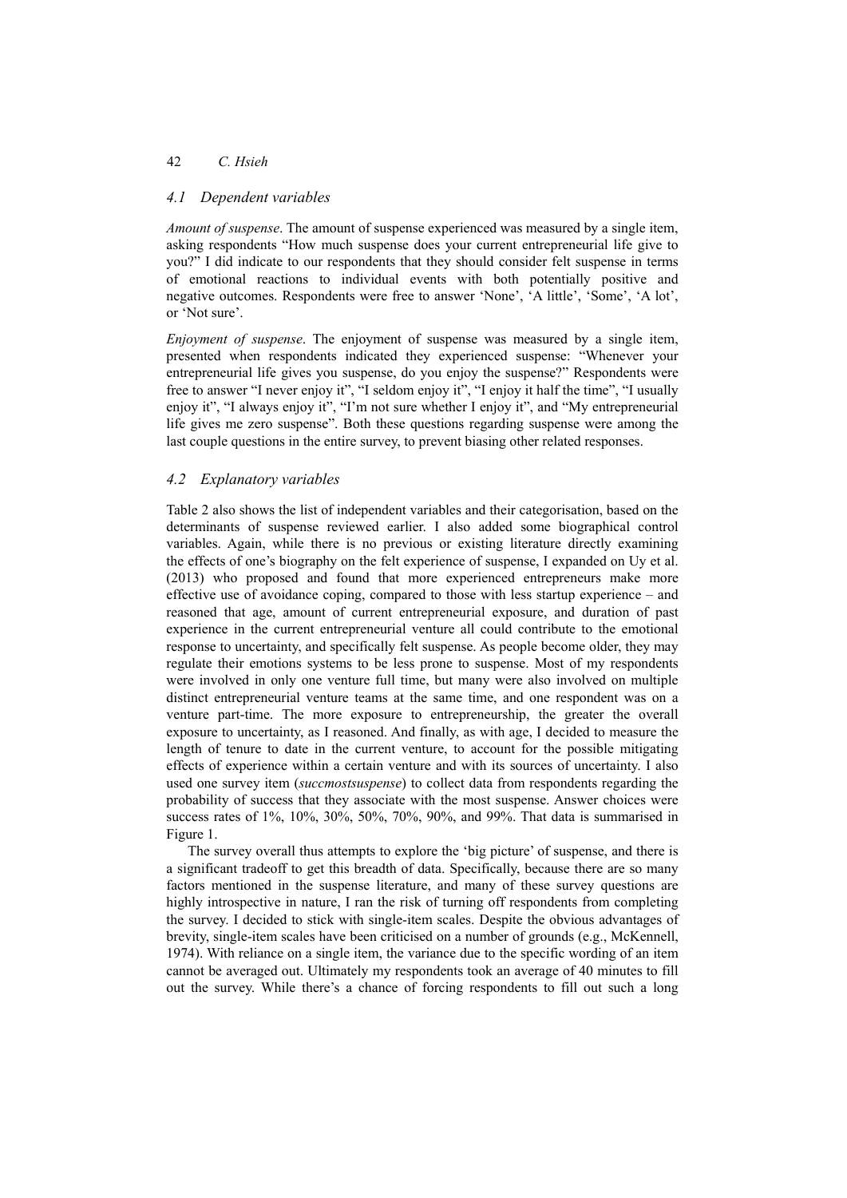### 4.1 Dependent variables

*Amount of suspense*. The amount of suspense experienced was measured by a single item, asking respondents "How much suspense does your current entrepreneurial life give to you?" I did indicate to our respondents that they should consider felt suspense in terms of emotional reactions to individual events with both potentially positive and negative outcomes. Respondents were free to answer 'None', 'A little', 'Some', 'A lot', or 'Not sure'.

*Enjoyment of suspense*. The enjoyment of suspense was measured by a single item, presented when respondents indicated they experienced suspense: "Whenever your entrepreneurial life gives you suspense, do you enjoy the suspense?" Respondents were free to answer "I never enjoy it", "I seldom enjoy it", "I enjoy it half the time", "I usually enjoy it", "I always enjoy it", "I'm not sure whether I enjoy it", and "My entrepreneurial life gives me zero suspense". Both these questions regarding suspense were among the last couple questions in the entire survey, to prevent biasing other related responses.

### 4.2 Explanatory variables

Table 2 also shows the list of independent variables and their categorisation, based on the determinants of suspense reviewed earlier. I also added some biographical control variables. Again, while there is no previous or existing literature directly examining the effects of one's biography on the felt experience of suspense, I expanded on Uy et al. (2013) who proposed and found that more experienced entrepreneurs make more effective use of avoidance coping, compared to those with less startup experience – and reasoned that age, amount of current entrepreneurial exposure, and duration of past experience in the current entrepreneurial venture all could contribute to the emotional response to uncertainty, and specifically felt suspense. As people become older, they may regulate their emotions systems to be less prone to suspense. Most of my respondents were involved in only one venture full time, but many were also involved on multiple distinct entrepreneurial venture teams at the same time, and one respondent was on a venture part-time. The more exposure to entrepreneurship, the greater the overall exposure to uncertainty, as I reasoned. And finally, as with age, I decided to measure the length of tenure to date in the current venture, to account for the possible mitigating effects of experience within a certain venture and with its sources of uncertainty. I also used one survey item (*succmostsuspense*) to collect data from respondents regarding the probability of success that they associate with the most suspense. Answer choices were success rates of 1%, 10%, 30%, 50%, 70%, 90%, and 99%. That data is summarised in Figure 1.

The survey overall thus attempts to explore the 'big picture' of suspense, and there is a significant tradeoff to get this breadth of data. Specifically, because there are so many factors mentioned in the suspense literature, and many of these survey questions are highly introspective in nature, I ran the risk of turning off respondents from completing the survey. I decided to stick with single-item scales. Despite the obvious advantages of brevity, single-item scales have been criticised on a number of grounds (e.g., McKennell, 1974). With reliance on a single item, the variance due to the specific wording of an item cannot be averaged out. Ultimately my respondents took an average of 40 minutes to fill out the survey. While there's a chance of forcing respondents to fill out such a long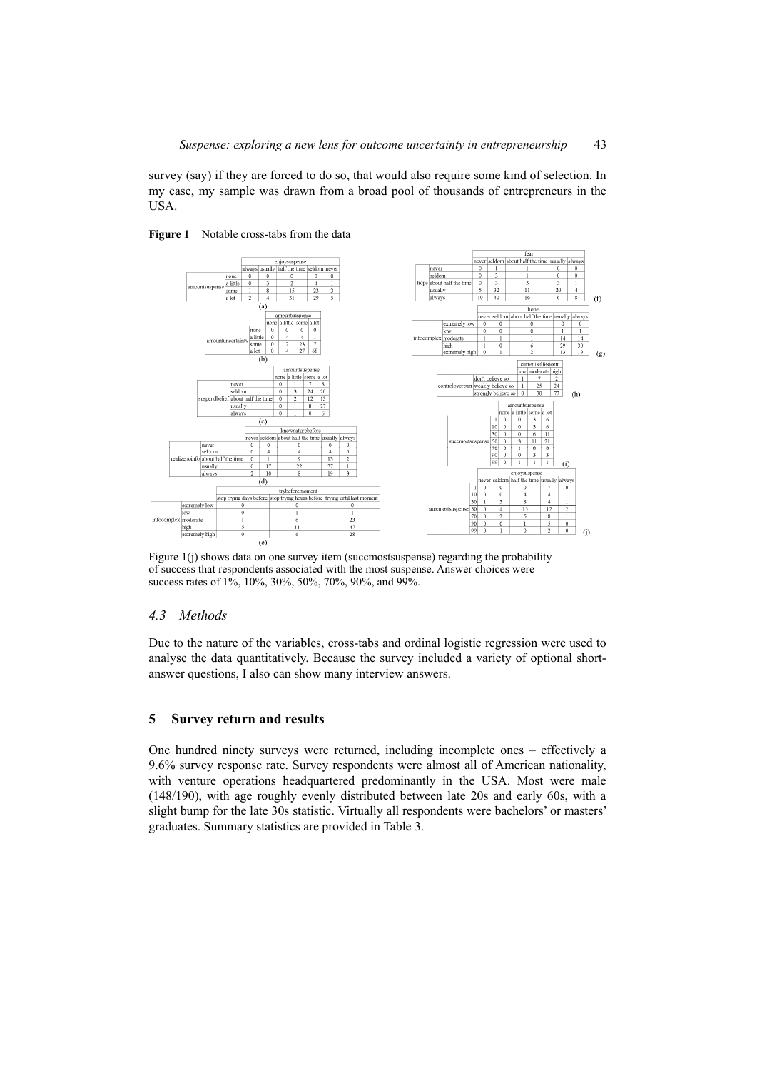survey (say) if they are forced to do so, that would also require some kind of selection. In my case, my sample was drawn from a broad pool of thousands of entrepreneurs in the USA.

**Figure 1** Notable cross-tabs from the data

(a)

| | | enjoysuspense | | | | |
|---|---|---|---|---|---|---|
| | | always | usually | half the time | seldom | never |
| amountsuspense | none | 0 | 0 | 0 | 0 | 0 |
| | a little | 0 | 3 | 2 | 4 | 1 |
| | some | 1 | 8 | 15 | 23 | 3 |
| | a lot | 2 | 4 | 31 | 29 | 5 |

(b)

| | | amountsuspense | | | |
|---|---|---|---|---|---|
| | | none | a little | some | a lot |
| amountuncertainty | none | 0 | 0 | 0 | 0 |
| | a little | 0 | 4 | 4 | 1 |
| | some | 0 | 2 | 23 | 7 |
| | a lot | 0 | 4 | 27 | 68 |

(c)

| | | amountsuspense | | | |
|---|---|---|---|---|---|
| | | none | a little | some | a lot |
| suspendbelief | never | 0 | 1 | 7 | 8 |
| | seldom | 0 | 3 | 24 | 20 |
| | about half the time | 0 | 2 | 12 | 13 |
| | usually | 0 | 1 | 8 | 27 |
| | always | 0 | 1 | 0 | 6 |

(d)

| | | knownaturebefore | | | | |
|---|---|---|---|---|---|---|
| | | never | seldom | about half the time | usually | always |
| realizenoinfo | never | 0 | 0 | 0 | 0 | 0 |
| | seldom | 0 | 4 | 4 | 4 | 0 |
| | about half the time | 0 | 1 | 9 | 13 | 2 |
| | usually | 0 | 17 | 22 | 37 | 1 |
| | always | 2 | 10 | 8 | 19 | 3 |

(e)

| | | trybeforemoment | | |
|---|---|---|---|---|
| | | stop trying days before | stop trying hours before | trying until last moment |
| infocomplex | extremely low | 0 | 0 | 0 |
| | low | 0 | 1 | 1 |
| | moderate | 1 | 6 | 23 |
| | high | 5 | 11 | 47 |
| | extremely high | 0 | 6 | 28 |

(f)

| | | fear | | | | |
|---|---|---|---|---|---|---|
| | | never | seldom | about half the time | usually | always |
| hope | never | 0 | 1 | 1 | 0 | 0 |
| | seldom | 0 | 3 | 1 | 0 | 0 |
| | about half the time | 0 | 3 | 3 | 3 | 1 |
| | usually | 5 | 32 | 11 | 20 | 4 |
| | always | 10 | 40 | 16 | 6 | 8 |

(g)

| | | hope | | | | |
|---|---|---|---|---|---|---|
| | | never | seldom | about half the time | usually | always |
| infocomplex | extremely low | 0 | 0 | 0 | 0 | 0 |
| | low | 0 | 0 | 0 | 1 | 1 |
| | moderate | 1 | 1 | 1 | 14 | 14 |
| | high | 1 | 0 | 6 | 29 | 30 |
| | extremely high | 0 | 1 | 2 | 13 | 19 |

(h)

| | | currentselfesteem | | |
|---|---|---|---|---|
| | | low | moderate | high |
| controlovercurr | don't believe so | 1 | 7 | 2 |
| | weakly believe so | 1 | 25 | 24 |
| | strongly believe so | 0 | 30 | 77 |

(i)

| | | amountsuspense | | | |
|---|---|---|---|---|---|
| | | none | a little | some | a lot |
| succmostsuspense | 1 | 0 | 0 | 3 | 6 |
| | 10 | 0 | 0 | 3 | 6 |
| | 30 | 0 | 0 | 6 | 11 |
| | 50 | 0 | 3 | 11 | 21 |
| | 70 | 0 | 1 | 8 | 8 |
| | 90 | 0 | 0 | 3 | 3 |
| | 99 | 0 | 1 | 1 | 1 |

(j)

| | | enjoysuspense | | | | |
|---|---|---|---|---|---|---|
| | | never | seldom | half the time | usually | always |
| succmostsuspense | 1 | 0 | 0 | 0 | 7 | 0 |
| | 10 | 0 | 0 | 4 | 4 | 1 |
| | 30 | 1 | 3 | 8 | 4 | 1 |
| | 50 | 0 | 4 | 15 | 12 | 2 |
| | 70 | 0 | 2 | 5 | 8 | 1 |
| | 90 | 0 | 0 | 1 | 5 | 0 |
| | 99 | 0 | 1 | 0 | 2 | 0 |

Figure 1(j) shows data on one survey item (succmostsuspense) regarding the probability of success that respondents associated with the most suspense. Answer choices were success rates of 1%, 10%, 30%, 50%, 70%, 90%, and 99%.

### *4.3 Methods*

Due to the nature of the variables, cross-tabs and ordinal logistic regression were used to analyse the data quantitatively. Because the survey included a variety of optional short-answer questions, I also can show many interview answers.

## 5 Survey return and results

One hundred ninety surveys were returned, including incomplete ones – effectively a 9.6% survey response rate. Survey respondents were almost all of American nationality, with venture operations headquartered predominantly in the USA. Most were male (148/190), with age roughly evenly distributed between late 20s and early 60s, with a slight bump for the late 30s statistic. Virtually all respondents were bachelors' or masters' graduates. Summary statistics are provided in Table 3.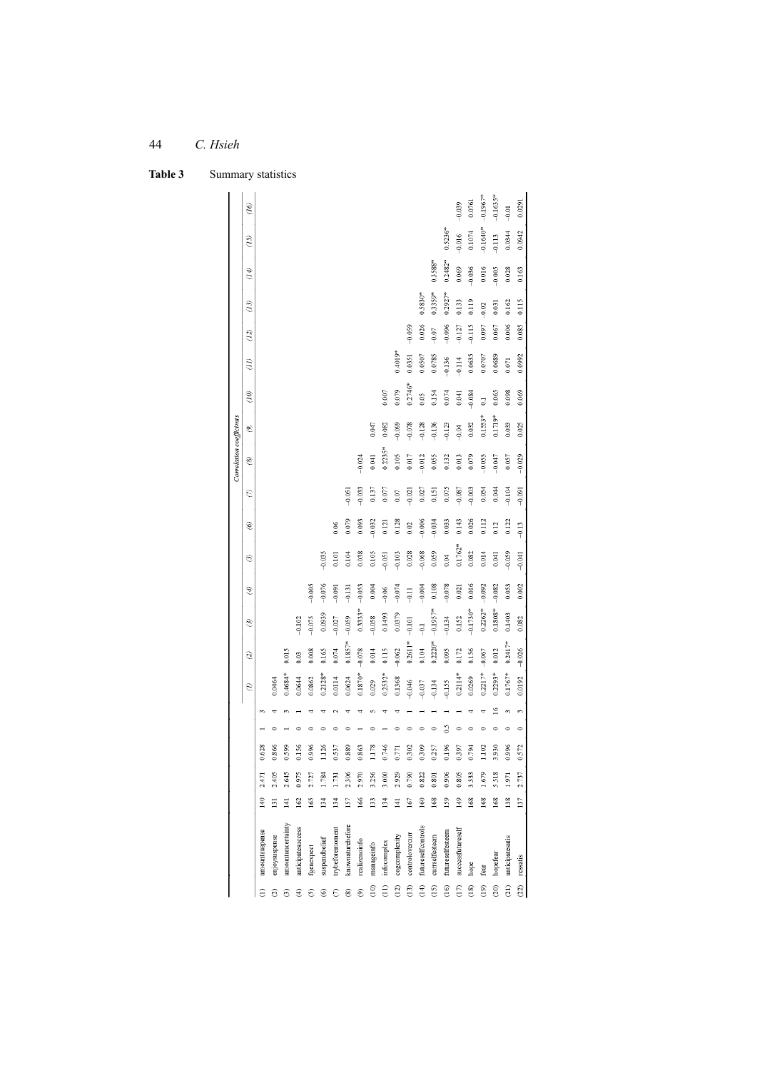**Table 3** Summary statistics

| | | | | | | | Correlation coefficients | | | | | | | | | | | | | | | |
|---|---|---|---|---|---|---|---|---|---|---|---|---|---|---|---|---|---|---|---|---|---|---|
| | | | | | | | (1) | (2) | (3) | (4) | (5) | (6) | (7) | (8) | (9) | (10) | (11) | (12) | (13) | (14) | (15) | (16) |
| (1) | amountsuspense | 140 | 2.471 | 0.628 | 1 | 3 | | | | | | | | | | | | | | | | |
| (2) | enjoysuspense | 131 | 2.405 | 0.866 | 0 | 4 | 0.0464 | | | | | | | | | | | | | | | |
| (3) | amountuncertainty | 141 | 2.645 | 0.599 | 1 | 3 | 0.4684* | 0.015 | | | | | | | | | | | | | | |
| (4) | anticipatesuccess | 162 | 0.975 | 0.156 | 0 | 1 | 0.0644 | 0.03 | –0.102 | | | | | | | | | | | | | |
| (5) | fgexpect | 165 | 2.727 | 0.996 | 0 | 4 | 0.0862 | 0.008 | –0.075 | –0.005 | | | | | | | | | | | | |
| (6) | suspendbelief | 134 | 1.784 | 1.126 | 0 | 4 | 0.2128* | 0.165 | 0.0939 | –0.076 | –0.035 | | | | | | | | | | | |
| (7) | trybeforeenvironment | 134 | 1.731 | 0.537 | 0 | 2 | 0.0114 | 0.074 | –0.027 | –0.091 | 0.101 | 0.06 | | | | | | | | | | |
| (8) | knownaturebefore | 157 | 2.306 | 0.889 | 0 | 4 | 0.0624 | 0.1857* | –0.059 | –0.131 | 0.104 | 0.079 | –0.051 | | | | | | | | | |
| (9) | realizenoinfo | 166 | 2.970 | 0.863 | 1 | 4 | 0.1870* | –0.078 | 0.3333* | –0.053 | 0.038 | 0.093 | –0.033 | –0.024 | | | | | | | | |
| (10) | manageinfo | 133 | 3.256 | 1.178 | 0 | 5 | 0.029 | 0.014 | –0.058 | 0.004 | 0.105 | –0.032 | 0.137 | 0.041 | 0.047 | | | | | | | |
| (11) | infocomplex | 134 | 3.000 | 0.746 | 1 | 4 | 0.2532* | 0.115 | 0.1493 | –0.06 | –0.051 | 0.121 | 0.077 | 0.2235* | 0.082 | 0.007 | | | | | | |
| (12) | cogcomplexity | 141 | 2.929 | 0.771 | 0 | 4 | 0.1368 | –0.062 | 0.0379 | –0.074 | –0.103 | 0.128 | 0.07 | 0.105 | –0.069 | 0.079 | 0.4019* | | | | | |
| (13) | controlovercurr | 167 | 0.790 | 0.302 | 0 | 1 | –0.046 | 0.2611* | –0.101 | –0.11 | 0.028 | 0.02 | –0.021 | 0.017 | –0.078 | 0.2746* | 0.0351 | –0.059 | | | | |
| (14) | futureselfcontrols | 160 | 0.822 | 0.309 | 0 | 1 | –0.037 | 0.104 | –0.1 | –0.004 | –0.068 | –0.006 | 0.027 | –0.012 | –0.128 | 0.05 | 0.0507 | 0.026 | 0.5830* | | | |
| (15) | currselfesteem | 168 | 0.801 | 0.257 | 0 | 1 | –0.134 | 0.2220* | –0.1957* | 0.108 | 0.059 | –0.034 | 0.151 | 0.055 | –0.136 | 0.154 | 0.0785 | –0.07 | 0.3359* | 0.3588* | | |
| (16) | futureselfesteem | 159 | 0.906 | 0.196 | 0.5 | 1 | –0.155 | 0.095 | –0.134 | –0.078 | 0.04 | 0.033 | 0.075 | 0.132 | –0.123 | 0.074 | –0.136 | –0.096 | 0.2927* | 0.2482* | 0.5236* | |
| (17) | successfutureself | 149 | 0.805 | 0.397 | 0 | 1 | 0.2114* | 0.172 | 0.152 | 0.021 | 0.1762* | 0.143 | –0.087 | 0.013 | –0.04 | 0.041 | –0.114 | –0.127 | 0.133 | 0.069 | –0.016 | –0.039 |
| (18) | hope | 168 | 3.333 | 0.794 | 0 | 4 | 0.0269 | 0.156 | –0.1730* | 0.016 | 0.082 | 0.026 | –0.003 | 0.079 | 0.032 | –0.084 | 0.0635 | –0.115 | 0.119 | –0.036 | 0.1074 | 0.0761 |
| (19) | fear | 168 | 1.679 | 1.102 | 0 | 4 | 0.2217* | –0.067 | 0.2262* | –0.092 | 0.014 | 0.112 | 0.054 | –0.055 | 0.1553* | 0.1 | 0.0707 | 0.097 | –0.02 | 0.016 | –0.1640* | –0.1967* |
| (20) | hopefear | 168 | 5.518 | 3.930 | 0 | 16 | 0.2293* | 0.012 | 0.1808* | –0.082 | 0.041 | 0.12 | 0.044 | –0.047 | 0.1719* | 0.065 | 0.0689 | 0.067 | 0.031 | –0.005 | –0.113 | –0.1635* |
| (21) | anticipatesatis | 138 | 1.971 | 0.996 | 0 | 3 | 0.1767* | 0.2417* | 0.1403 | 0.053 | –0.059 | 0.122 | –0.104 | 0.057 | 0.033 | 0.098 | 0.071 | 0.006 | 0.162 | 0.028 | 0.0344 | –0.01 |
| (22) | ressatis | 137 | 2.737 | 0.572 | 0 | 3 | 0.0192 | –0.026 | 0.082 | 0.002 | –0.041 | –0.13 | –0.091 | –0.029 | 0.025 | 0.069 | 0.0992 | 0.085 | 0.115 | 0.163 | 0.0942 | 0.0291 |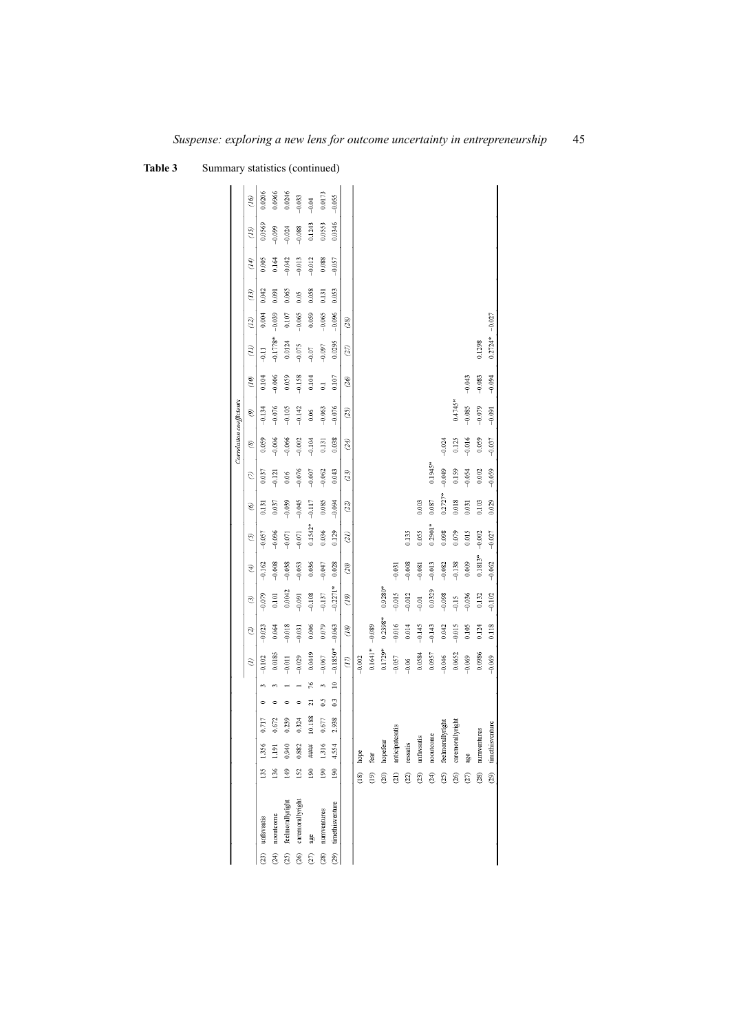**Table 3** Summary statistics (continued)

| | | | | | | | Correlation coefficients | | | | | | | | | | | | | | |
|---|---|---|---|---|---|---|---|---|---|---|---|---|---|---|---|---|---|---|---|---|---|
| | | | | | | | (1) | (2) | (3) | (4) | (5) | (6) | (7) | (8) | (9) | (10) | (11) | (12) | (13) | (14) | (15) | (16) |
| (23) | unfavsatis | 135 | 1.356 | 0.717 | 0 | 3 | −0.102 | −0.023 | −0.079 | −0.162 | −0.057 | 0.131 | 0.037 | 0.059 | −0.134 | 0.104 | −0.11 | 0.004 | 0.042 | 0.005 | 0.0569 | 0.0206 |
| (24) | nooutcome | 136 | 1.191 | 0.672 | 0 | 3 | 0.0185 | 0.064 | 0.101 | −0.008 | −0.096 | 0.037 | −0.121 | −0.006 | −0.076 | −0.006 | −0.1778* | −0.039 | 0.091 | 0.164 | −0.099 | 0.0966 |
| (25) | feelmorallyright | 149 | 0.940 | 0.239 | 0 | 1 | −0.011 | −0.018 | 0.0042 | −0.038 | −0.071 | −0.039 | 0.06 | −0.066 | −0.105 | 0.059 | 0.0124 | 0.107 | 0.065 | −0.042 | −0.024 | 0.0246 |
| (26) | ceremoniallyright | 152 | 0.882 | 0.324 | 0 | 1 | −0.029 | −0.031 | −0.091 | −0.033 | −0.071 | −0.045 | −0.076 | −0.002 | −0.142 | −0.158 | −0.075 | −0.065 | 0.05 | −0.013 | −0.088 | −0.033 |
| (27) | age | 190 | #### | 10.188 | 21 | 76 | 0.0449 | 0.006 | −0.108 | 0.036 | 0.1542* | −0.117 | −0.007 | −0.104 | 0.06 | 0.104 | −0.07 | 0.059 | 0.058 | −0.012 | 0.1213 | −0.04 |
| (28) | numventures | 190 | 1.316 | 0.677 | 0.5 | 3 | −0.067 | 0.079 | −0.137 | −0.047 | 0.036 | 0.085 | −0.062 | 0.131 | −0.063 | 0.1 | −0.097 | −0.065 | 0.131 | 0.088 | 0.0553 | 0.0173 |
| (29) | timethisventure | 190 | 4.554 | 2.938 | 0.3 | 10 | −0.1850* | −0.063 | −0.2271* | 0.028 | 0.129 | −0.094 | 0.043 | 0.038 | −0.076 | 0.107 | 0.0295 | −0.096 | 0.053 | −0.057 | 0.0346 | −0.055 |
| | | | | | | | (17) | (18) | (19) | (20) | (21) | (22) | (23) | (24) | (25) | (26) | (27) | (28) | | | | |
| (18) | hope | | | | | | −0.002 | | | | | | | | | | | | | | | |
| (19) | fear | | | | | | 0.1641* | −0.089 | | | | | | | | | | | | | | |
| (20) | hopefear | | | | | | 0.1729* | 0.2398* | 0.9280* | | | | | | | | | | | | | |
| (21) | anticipatesatis | | | | | | −0.057 | −0.016 | −0.015 | −0.031 | | | | | | | | | | | | |
| (22) | ressatis | | | | | | −0.06 | 0.014 | −0.012 | −0.008 | 0.135 | | | | | | | | | | | |
| (23) | unfavsatis | | | | | | 0.0584 | −0.145 | −0.01 | −0.081 | 0.055 | 0.003 | | | | | | | | | | |
| (24) | nooutcome | | | | | | 0.0957 | −0.143 | 0.0329 | −0.013 | 0.2901* | 0.087 | 0.1945* | | | | | | | | | |
| (25) | feelmorallyright | | | | | | −0.046 | 0.042 | −0.098 | −0.082 | 0.098 | 0.2727* | −0.049 | −0.024 | | | | | | | | |
| (26) | ceremoniallyright | | | | | | 0.0652 | −0.015 | −0.15 | −0.138 | 0.079 | 0.018 | 0.159 | 0.125 | 0.4745* | | | | | | | |
| (27) | age | | | | | | −0.069 | 0.105 | −0.036 | 0.009 | 0.015 | 0.031 | −0.054 | −0.016 | −0.085 | −0.043 | | | | | | |
| (28) | numventures | | | | | | 0.0986 | 0.124 | 0.132 | 0.1813* | −0.002 | 0.103 | 0.002 | 0.059 | −0.079 | −0.083 | 0.1298 | | | | | |
| (29) | timethisventure | | | | | | −0.069 | 0.118 | −0.102 | −0.062 | −0.027 | 0.029 | −0.059 | −0.037 | −0.091 | −0.094 | 0.2724* | −0.027 | | | | |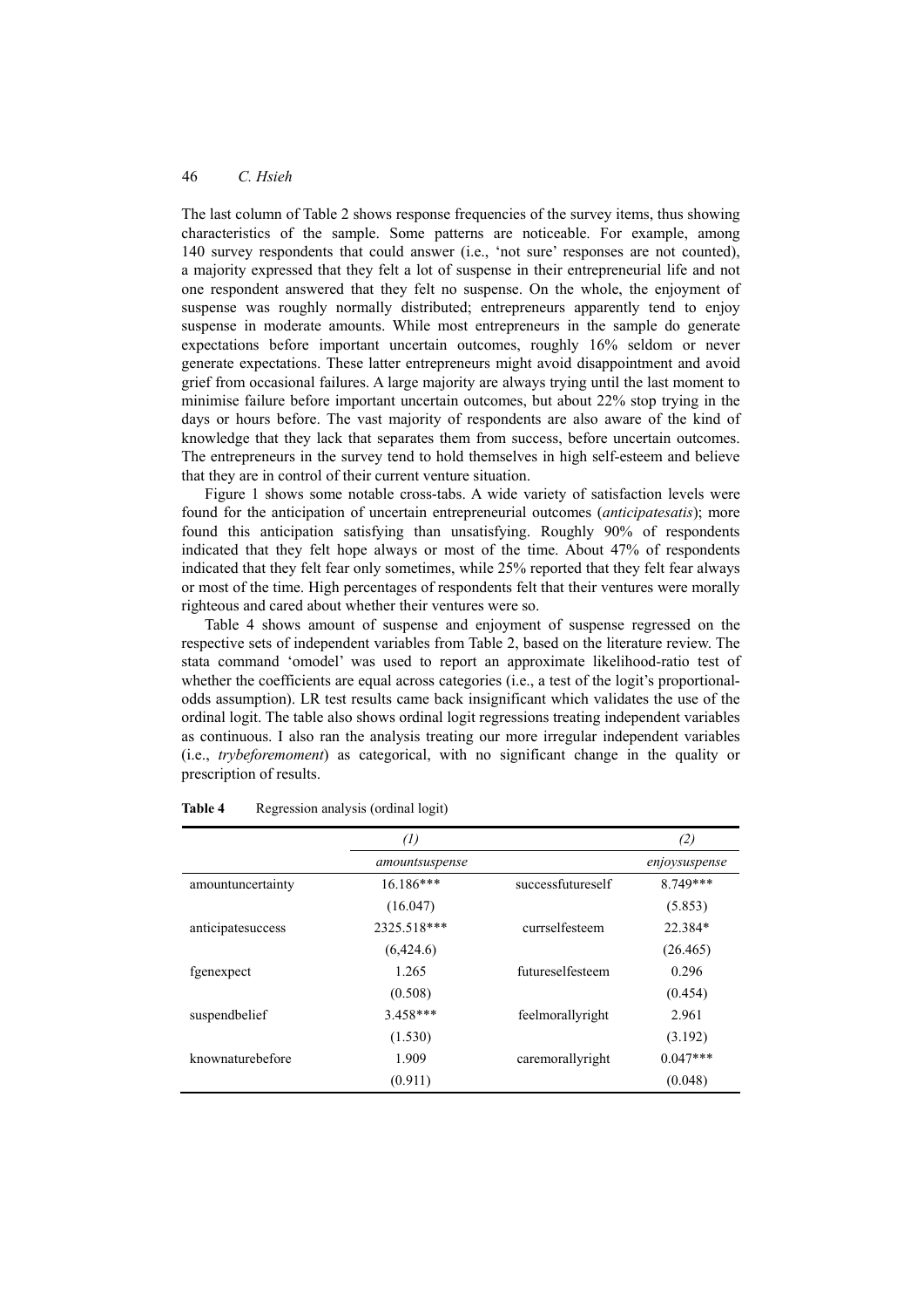The last column of Table 2 shows response frequencies of the survey items, thus showing characteristics of the sample. Some patterns are noticeable. For example, among 140 survey respondents that could answer (i.e., 'not sure' responses are not counted), a majority expressed that they felt a lot of suspense in their entrepreneurial life and not one respondent answered that they felt no suspense. On the whole, the enjoyment of suspense was roughly normally distributed; entrepreneurs apparently tend to enjoy suspense in moderate amounts. While most entrepreneurs in the sample do generate expectations before important uncertain outcomes, roughly 16% seldom or never generate expectations. These latter entrepreneurs might avoid disappointment and avoid grief from occasional failures. A large majority are always trying until the last moment to minimise failure before important uncertain outcomes, but about 22% stop trying in the days or hours before. The vast majority of respondents are also aware of the kind of knowledge that they lack that separates them from success, before uncertain outcomes. The entrepreneurs in the survey tend to hold themselves in high self-esteem and believe that they are in control of their current venture situation.

Figure 1 shows some notable cross-tabs. A wide variety of satisfaction levels were found for the anticipation of uncertain entrepreneurial outcomes (*anticipatesatis*); more found this anticipation satisfying than unsatisfying. Roughly 90% of respondents indicated that they felt hope always or most of the time. About 47% of respondents indicated that they felt fear only sometimes, while 25% reported that they felt fear always or most of the time. High percentages of respondents felt that their ventures were morally righteous and cared about whether their ventures were so.

Table 4 shows amount of suspense and enjoyment of suspense regressed on the respective sets of independent variables from Table 2, based on the literature review. The stata command 'omodel' was used to report an approximate likelihood-ratio test of whether the coefficients are equal across categories (i.e., a test of the logit's proportional-odds assumption). LR test results came back insignificant which validates the use of the ordinal logit. The table also shows ordinal logit regressions treating independent variables as continuous. I also ran the analysis treating our more irregular independent variables (i.e., *trybeforemoment*) as categorical, with no significant change in the quality or prescription of results.

**Table 4** Regression analysis (ordinal logit)

| | *(1)* | | *(2)* |
|---|---|---|---|
| | *amountsuspense* | | *enjoysuspense* |
| amountuncertainty | 16.186*** | successfutureself | 8.749*** |
| | (16.047) | | (5.853) |
| anticipatesuccess | 2325.518*** | currselfesteem | 22.384* |
| | (6,424.6) | | (26.465) |
| fgenexpect | 1.265 | futureselfesteem | 0.296 |
| | (0.508) | | (0.454) |
| suspendbelief | 3.458*** | feelmorallyright | 2.961 |
| | (1.530) | | (3.192) |
| knownaturebefore | 1.909 | caremorallyright | 0.047*** |
| | (0.911) | | (0.048) |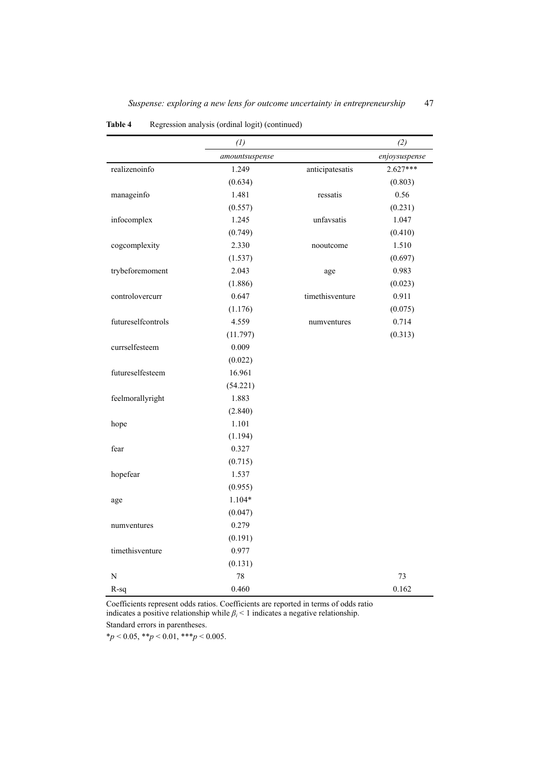**Table 4** Regression analysis (ordinal logit) (continued)

| | *(1)* | | *(2)* |
|---|---|---|---|
| | *amountsuspense* | | *enjoysuspense* |
| realizenoinfo | 1.249 | anticipatesatis | 2.627*** |
| | (0.634) | | (0.803) |
| manageinfo | 1.481 | ressatis | 0.56 |
| | (0.557) | | (0.231) |
| infocomplex | 1.245 | unfavsatis | 1.047 |
| | (0.749) | | (0.410) |
| cogcomplexity | 2.330 | nooutcome | 1.510 |
| | (1.537) | | (0.697) |
| trybeforemoment | 2.043 | age | 0.983 |
| | (1.886) | | (0.023) |
| controlovercurr | 0.647 | timethisventure | 0.911 |
| | (1.176) | | (0.075) |
| futureselfcontrols | 4.559 | numventures | 0.714 |
| | (11.797) | | (0.313) |
| currselfesteem | 0.009 | | |
| | (0.022) | | |
| futureselfesteem | 16.961 | | |
| | (54.221) | | |
| feelmorallyright | 1.883 | | |
| | (2.840) | | |
| hope | 1.101 | | |
| | (1.194) | | |
| fear | 0.327 | | |
| | (0.715) | | |
| hopefear | 1.537 | | |
| | (0.955) | | |
| age | 1.104* | | |
| | (0.047) | | |
| numventures | 0.279 | | |
| | (0.191) | | |
| timethisventure | 0.977 | | |
| | (0.131) | | |
| N | 78 | | 73 |
| R-sq | 0.460 | | 0.162 |

Coefficients represent odds ratios. Coefficients are reported in terms of odds ratio indicates a positive relationship while $\beta_i < 1$ indicates a negative relationship.

Standard errors in parentheses.

*$p < 0.05$, **$p < 0.01$, ***$p < 0.005$.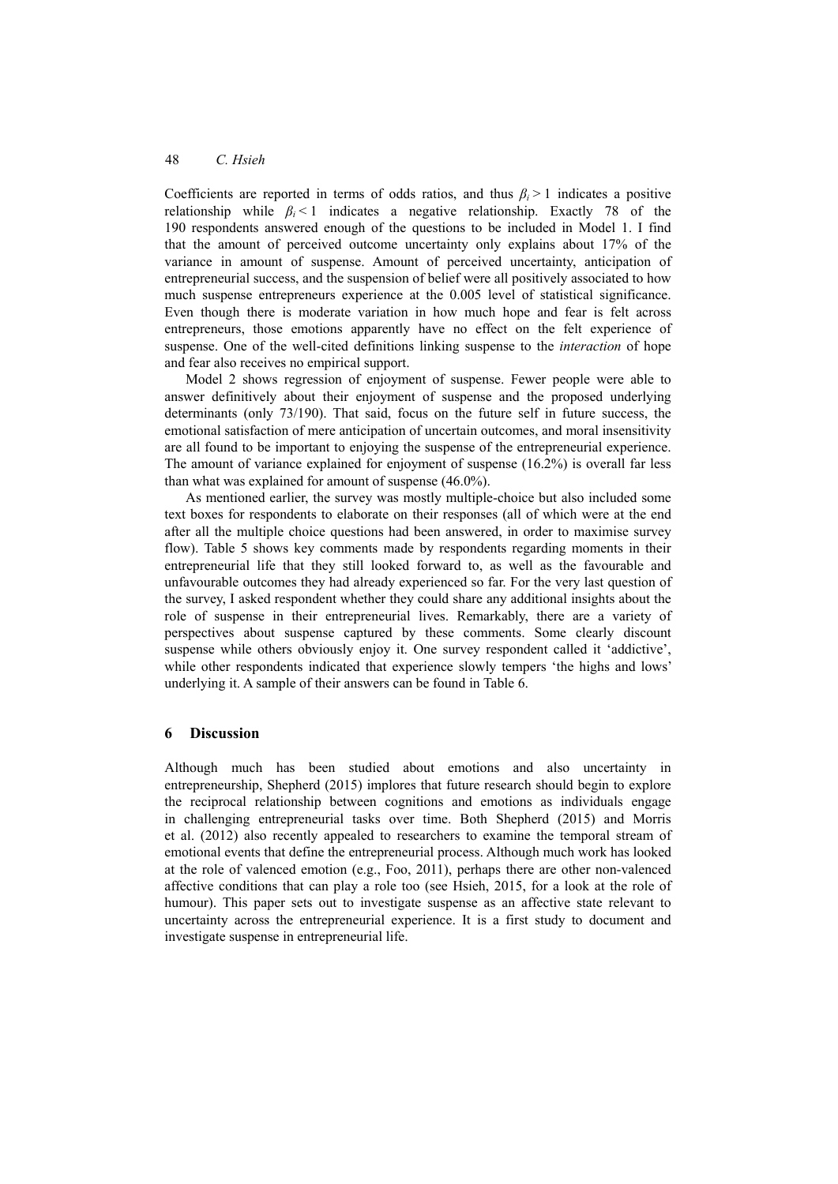Coefficients are reported in terms of odds ratios, and thus $\beta_i > 1$ indicates a positive relationship while $\beta_i < 1$ indicates a negative relationship. Exactly 78 of the 190 respondents answered enough of the questions to be included in Model 1. I find that the amount of perceived outcome uncertainty only explains about 17% of the variance in amount of suspense. Amount of perceived uncertainty, anticipation of entrepreneurial success, and the suspension of belief were all positively associated to how much suspense entrepreneurs experience at the 0.005 level of statistical significance. Even though there is moderate variation in how much hope and fear is felt across entrepreneurs, those emotions apparently have no effect on the felt experience of suspense. One of the well-cited definitions linking suspense to the *interaction* of hope and fear also receives no empirical support.

Model 2 shows regression of enjoyment of suspense. Fewer people were able to answer definitively about their enjoyment of suspense and the proposed underlying determinants (only 73/190). That said, focus on the future self in future success, the emotional satisfaction of mere anticipation of uncertain outcomes, and moral insensitivity are all found to be important to enjoying the suspense of the entrepreneurial experience. The amount of variance explained for enjoyment of suspense (16.2%) is overall far less than what was explained for amount of suspense (46.0%).

As mentioned earlier, the survey was mostly multiple-choice but also included some text boxes for respondents to elaborate on their responses (all of which were at the end after all the multiple choice questions had been answered, in order to maximise survey flow). Table 5 shows key comments made by respondents regarding moments in their entrepreneurial life that they still looked forward to, as well as the favourable and unfavourable outcomes they had already experienced so far. For the very last question of the survey, I asked respondent whether they could share any additional insights about the role of suspense in their entrepreneurial lives. Remarkably, there are a variety of perspectives about suspense captured by these comments. Some clearly discount suspense while others obviously enjoy it. One survey respondent called it 'addictive', while other respondents indicated that experience slowly tempers 'the highs and lows' underlying it. A sample of their answers can be found in Table 6.

## 6 Discussion

Although much has been studied about emotions and also uncertainty in entrepreneurship, Shepherd (2015) implores that future research should begin to explore the reciprocal relationship between cognitions and emotions as individuals engage in challenging entrepreneurial tasks over time. Both Shepherd (2015) and Morris et al. (2012) also recently appealed to researchers to examine the temporal stream of emotional events that define the entrepreneurial process. Although much work has looked at the role of valenced emotion (e.g., Foo, 2011), perhaps there are other non-valenced affective conditions that can play a role too (see Hsieh, 2015, for a look at the role of humour). This paper sets out to investigate suspense as an affective state relevant to uncertainty across the entrepreneurial experience. It is a first study to document and investigate suspense in entrepreneurial life.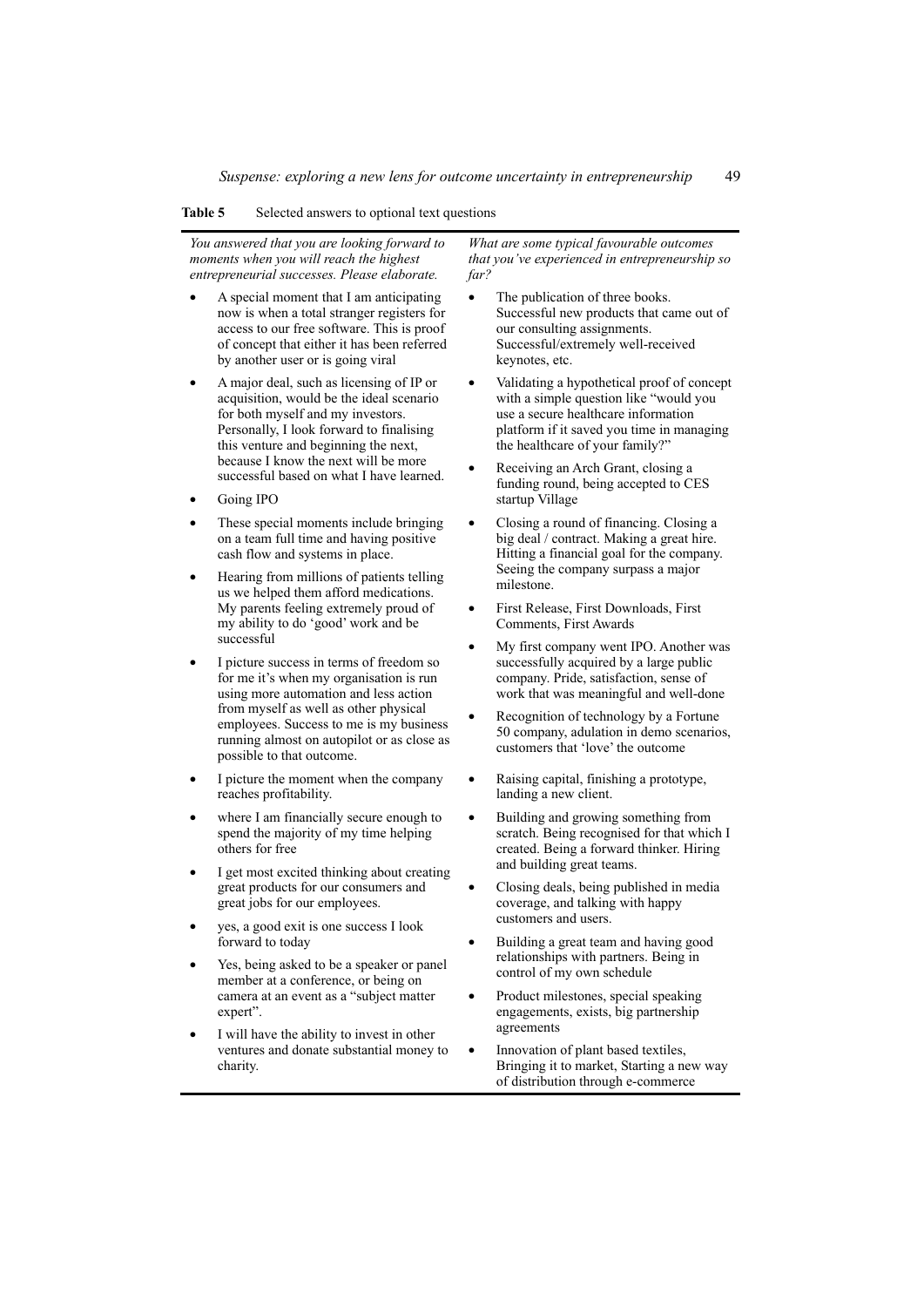**Table 5** Selected answers to optional text questions

| *You answered that you are looking forward to moments when you will reach the highest entrepreneurial successes. Please elaborate.* | *What are some typical favourable outcomes that you've experienced in entrepreneurship so far?* |
|---|---|
| • A special moment that I am anticipating now is when a total stranger registers for access to our free software. This is proof of concept that either it has been referred by another user or is going viral<br>• A major deal, such as licensing of IP or acquisition, would be the ideal scenario for both myself and my investors. Personally, I look forward to finalising this venture and beginning the next, because I know the next will be more successful based on what I have learned.<br>• Going IPO<br>• These special moments include bringing on a team full time and having positive cash flow and systems in place.<br>• Hearing from millions of patients telling us we helped them afford medications. My parents feeling extremely proud of my ability to do 'good' work and be successful<br>• I picture success in terms of freedom so for me it's when my organisation is run using more automation and less action from myself as well as other physical employees. Success to me is my business running almost on autopilot or as close as possible to that outcome.<br>• I picture the moment when the company reaches profitability.<br>• where I am financially secure enough to spend the majority of my time helping others for free<br>• I get most excited thinking about creating great products for our consumers and great jobs for our employees.<br>• yes, a good exit is one success I look forward to today<br>• Yes, being asked to be a speaker or panel member at a conference, or being on camera at an event as a "subject matter expert".<br>• I will have the ability to invest in other ventures and donate substantial money to charity. | • The publication of three books. Successful new products that came out of our consulting assignments. Successful/extremely well-received keynotes, etc.<br>• Validating a hypothetical proof of concept with a simple question like "would you use a secure healthcare information platform if it saved you time in managing the healthcare of your family?"<br>• Receiving an Arch Grant, closing a funding round, being accepted to CES startup Village<br>• Closing a round of financing. Closing a big deal / contract. Making a great hire. Hitting a financial goal for the company. Seeing the company surpass a major milestone.<br>• First Release, First Downloads, First Comments, First Awards<br>• My first company went IPO. Another was successfully acquired by a large public company. Pride, satisfaction, sense of work that was meaningful and well-done<br>• Recognition of technology by a Fortune 50 company, adulation in demo scenarios, customers that 'love' the outcome<br>• Raising capital, finishing a prototype, landing a new client.<br>• Building and growing something from scratch. Being recognised for that which I created. Being a forward thinker. Hiring and building great teams.<br>• Closing deals, being published in media coverage, and talking with happy customers and users.<br>• Building a great team and having good relationships with partners. Being in control of my own schedule<br>• Product milestones, special speaking engagements, exists, big partnership agreements<br>• Innovation of plant based textiles, Bringing it to market, Starting a new way of distribution through e-commerce |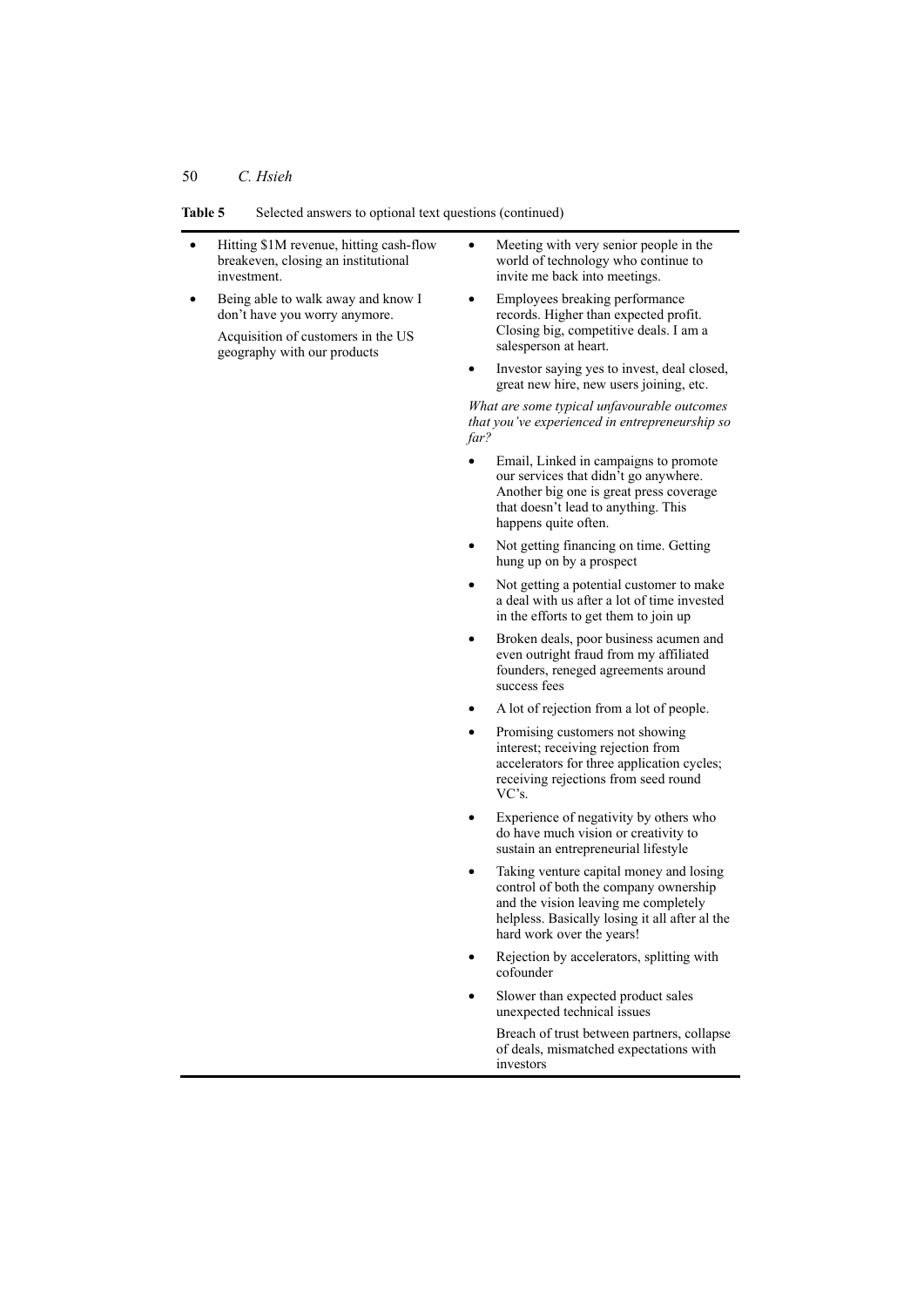**Table 5** Selected answers to optional text questions (continued)

- Hitting $1M revenue, hitting cash-flow breakeven, closing an institutional investment.
- Being able to walk away and know I don't have you worry anymore.

  Acquisition of customers in the US geography with our products
- Meeting with very senior people in the world of technology who continue to invite me back into meetings.
- Employees breaking performance records. Higher than expected profit. Closing big, competitive deals. I am a salesperson at heart.
- Investor saying yes to invest, deal closed, great new hire, new users joining, etc.

*What are some typical unfavourable outcomes that you've experienced in entrepreneurship so far?*

- Email, Linked in campaigns to promote our services that didn't go anywhere. Another big one is great press coverage that doesn't lead to anything. This happens quite often.
- Not getting financing on time. Getting hung up on by a prospect
- Not getting a potential customer to make a deal with us after a lot of time invested in the efforts to get them to join up
- Broken deals, poor business acumen and even outright fraud from my affiliated founders, reneged agreements around success fees
- A lot of rejection from a lot of people.
- Promising customers not showing interest; receiving rejection from accelerators for three application cycles; receiving rejections from seed round VC's.
- Experience of negativity by others who do have much vision or creativity to sustain an entrepreneurial lifestyle
- Taking venture capital money and losing control of both the company ownership and the vision leaving me completely helpless. Basically losing it all after al the hard work over the years!
- Rejection by accelerators, splitting with cofounder
- Slower than expected product sales unexpected technical issues

  Breach of trust between partners, collapse of deals, mismatched expectations with investors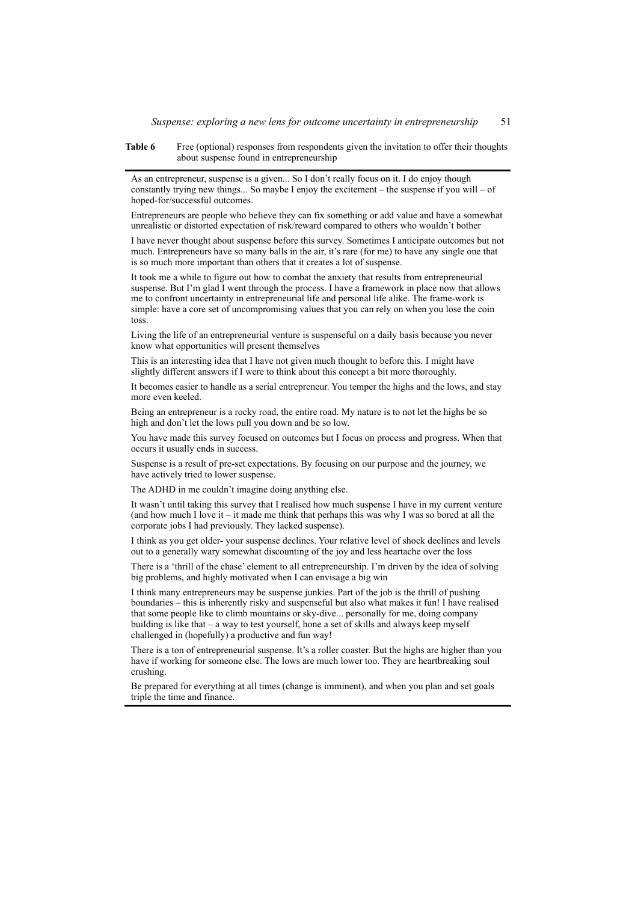**Table 6** Free (optional) responses from respondents given the invitation to offer their thoughts about suspense found in entrepreneurship

| |
|---|
| As an entrepreneur, suspense is a given... So I don't really focus on it. I do enjoy though constantly trying new things... So maybe I enjoy the excitement – the suspense if you will – of hoped-for/successful outcomes. |
| Entrepreneurs are people who believe they can fix something or add value and have a somewhat unrealistic or distorted expectation of risk/reward compared to others who wouldn't bother |
| I have never thought about suspense before this survey. Sometimes I anticipate outcomes but not much. Entrepreneurs have so many balls in the air, it's rare (for me) to have any single one that is so much more important than others that it creates a lot of suspense. |
| It took me a while to figure out how to combat the anxiety that results from entrepreneurial suspense. But I'm glad I went through the process. I have a framework in place now that allows me to confront uncertainty in entrepreneurial life and personal life alike. The frame-work is simple: have a core set of uncompromising values that you can rely on when you lose the coin toss. |
| Living the life of an entrepreneurial venture is suspenseful on a daily basis because you never know what opportunities will present themselves |
| This is an interesting idea that I have not given much thought to before this. I might have slightly different answers if I were to think about this concept a bit more thoroughly. |
| It becomes easier to handle as a serial entrepreneur. You temper the highs and the lows, and stay more even keeled. |
| Being an entrepreneur is a rocky road, the entire road. My nature is to not let the highs be so high and don't let the lows pull you down and be so low. |
| You have made this survey focused on outcomes but I focus on process and progress. When that occurs it usually ends in success. |
| Suspense is a result of pre-set expectations. By focusing on our purpose and the journey, we have actively tried to lower suspense. |
| The ADHD in me couldn't imagine doing anything else. |
| It wasn't until taking this survey that I realised how much suspense I have in my current venture (and how much I love it – it made me think that perhaps this was why I was so bored at all the corporate jobs I had previously. They lacked suspense). |
| I think as you get older- your suspense declines. Your relative level of shock declines and levels out to a generally wary somewhat discounting of the joy and less heartache over the loss |
| There is a 'thrill of the chase' element to all entrepreneurship. I'm driven by the idea of solving big problems, and highly motivated when I can envisage a big win |
| I think many entrepreneurs may be suspense junkies. Part of the job is the thrill of pushing boundaries – this is inherently risky and suspenseful but also what makes it fun! I have realised that some people like to climb mountains or sky-dive... personally for me, doing company building is like that – a way to test yourself, hone a set of skills and always keep myself challenged in (hopefully) a productive and fun way! |
| There is a ton of entrepreneurial suspense. It's a roller coaster. But the highs are higher than you have if working for someone else. The lows are much lower too. They are heartbreaking soul crushing. |
| Be prepared for everything at all times (change is imminent), and when you plan and set goals triple the time and finance. |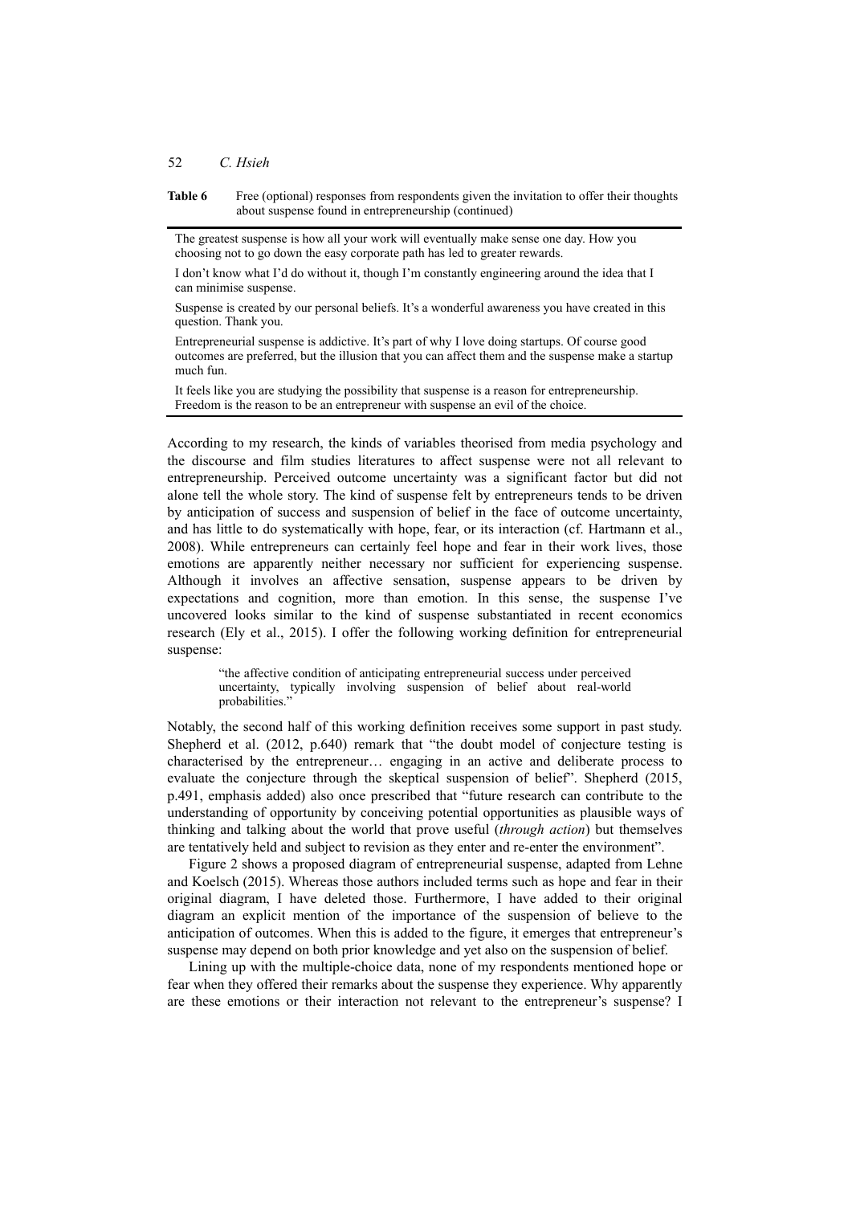**Table 6** Free (optional) responses from respondents given the invitation to offer their thoughts about suspense found in entrepreneurship (continued)

| |
|---|
| The greatest suspense is how all your work will eventually make sense one day. How you choosing not to go down the easy corporate path has led to greater rewards. |
| I don't know what I'd do without it, though I'm constantly engineering around the idea that I can minimise suspense. |
| Suspense is created by our personal beliefs. It's a wonderful awareness you have created in this question. Thank you. |
| Entrepreneurial suspense is addictive. It's part of why I love doing startups. Of course good outcomes are preferred, but the illusion that you can affect them and the suspense make a startup much fun. |
| It feels like you are studying the possibility that suspense is a reason for entrepreneurship. Freedom is the reason to be an entrepreneur with suspense an evil of the choice. |

According to my research, the kinds of variables theorised from media psychology and the discourse and film studies literatures to affect suspense were not all relevant to entrepreneurship. Perceived outcome uncertainty was a significant factor but did not alone tell the whole story. The kind of suspense felt by entrepreneurs tends to be driven by anticipation of success and suspension of belief in the face of outcome uncertainty, and has little to do systematically with hope, fear, or its interaction (cf. Hartmann et al., 2008). While entrepreneurs can certainly feel hope and fear in their work lives, those emotions are apparently neither necessary nor sufficient for experiencing suspense. Although it involves an affective sensation, suspense appears to be driven by expectations and cognition, more than emotion. In this sense, the suspense I've uncovered looks similar to the kind of suspense substantiated in recent economics research (Ely et al., 2015). I offer the following working definition for entrepreneurial suspense:

> "the affective condition of anticipating entrepreneurial success under perceived uncertainty, typically involving suspension of belief about real-world probabilities."

Notably, the second half of this working definition receives some support in past study. Shepherd et al. (2012, p.640) remark that "the doubt model of conjecture testing is characterised by the entrepreneur… engaging in an active and deliberate process to evaluate the conjecture through the skeptical suspension of belief". Shepherd (2015, p.491, emphasis added) also once prescribed that "future research can contribute to the understanding of opportunity by conceiving potential opportunities as plausible ways of thinking and talking about the world that prove useful (*through action*) but themselves are tentatively held and subject to revision as they enter and re-enter the environment".

Figure 2 shows a proposed diagram of entrepreneurial suspense, adapted from Lehne and Koelsch (2015). Whereas those authors included terms such as hope and fear in their original diagram, I have deleted those. Furthermore, I have added to their original diagram an explicit mention of the importance of the suspension of believe to the anticipation of outcomes. When this is added to the figure, it emerges that entrepreneur's suspense may depend on both prior knowledge and yet also on the suspension of belief.

Lining up with the multiple-choice data, none of my respondents mentioned hope or fear when they offered their remarks about the suspense they experience. Why apparently are these emotions or their interaction not relevant to the entrepreneur's suspense? I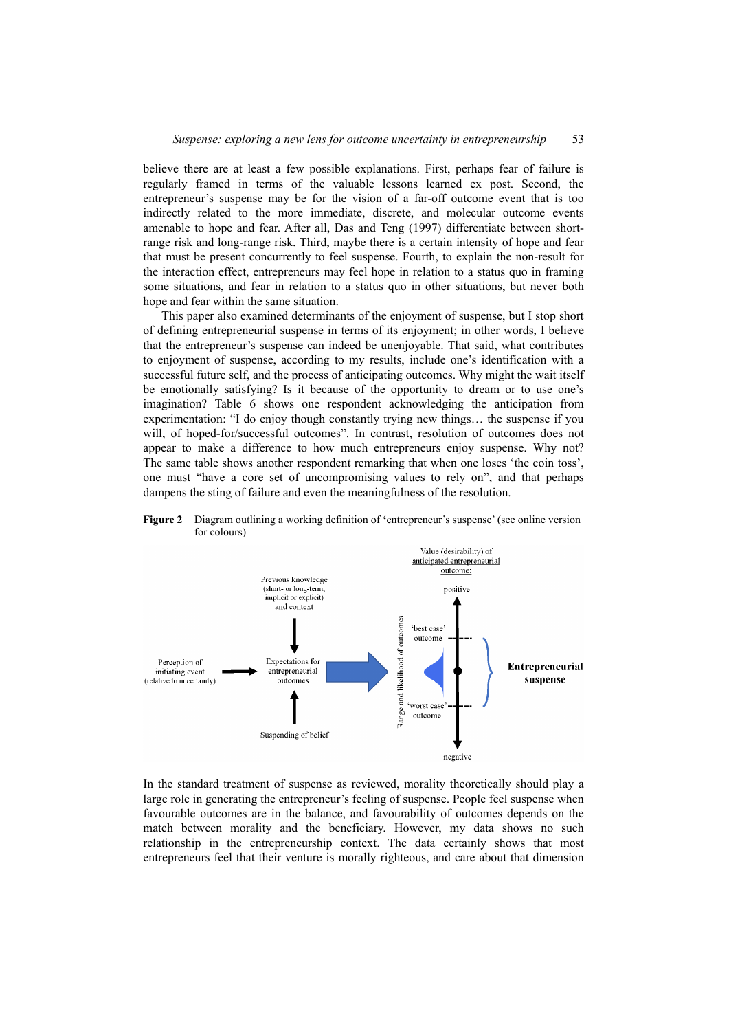believe there are at least a few possible explanations. First, perhaps fear of failure is regularly framed in terms of the valuable lessons learned ex post. Second, the entrepreneur's suspense may be for the vision of a far-off outcome event that is too indirectly related to the more immediate, discrete, and molecular outcome events amenable to hope and fear. After all, Das and Teng (1997) differentiate between short-range risk and long-range risk. Third, maybe there is a certain intensity of hope and fear that must be present concurrently to feel suspense. Fourth, to explain the non-result for the interaction effect, entrepreneurs may feel hope in relation to a status quo in framing some situations, and fear in relation to a status quo in other situations, but never both hope and fear within the same situation.

This paper also examined determinants of the enjoyment of suspense, but I stop short of defining entrepreneurial suspense in terms of its enjoyment; in other words, I believe that the entrepreneur's suspense can indeed be unenjoyable. That said, what contributes to enjoyment of suspense, according to my results, include one's identification with a successful future self, and the process of anticipating outcomes. Why might the wait itself be emotionally satisfying? Is it because of the opportunity to dream or to use one's imagination? Table 6 shows one respondent acknowledging the anticipation from experimentation: "I do enjoy though constantly trying new things… the suspense if you will, of hoped-for/successful outcomes". In contrast, resolution of outcomes does not appear to make a difference to how much entrepreneurs enjoy suspense. Why not? The same table shows another respondent remarking that when one loses 'the coin toss', one must "have a core set of uncompromising values to rely on", and that perhaps dampens the sting of failure and even the meaningfulness of the resolution.

**Figure 2** Diagram outlining a working definition of 'entrepreneur's suspense' (see online version for colours)

In the standard treatment of suspense as reviewed, morality theoretically should play a large role in generating the entrepreneur's feeling of suspense. People feel suspense when favourable outcomes are in the balance, and favourability of outcomes depends on the match between morality and the beneficiary. However, my data shows no such relationship in the entrepreneurship context. The data certainly shows that most entrepreneurs feel that their venture is morally righteous, and care about that dimension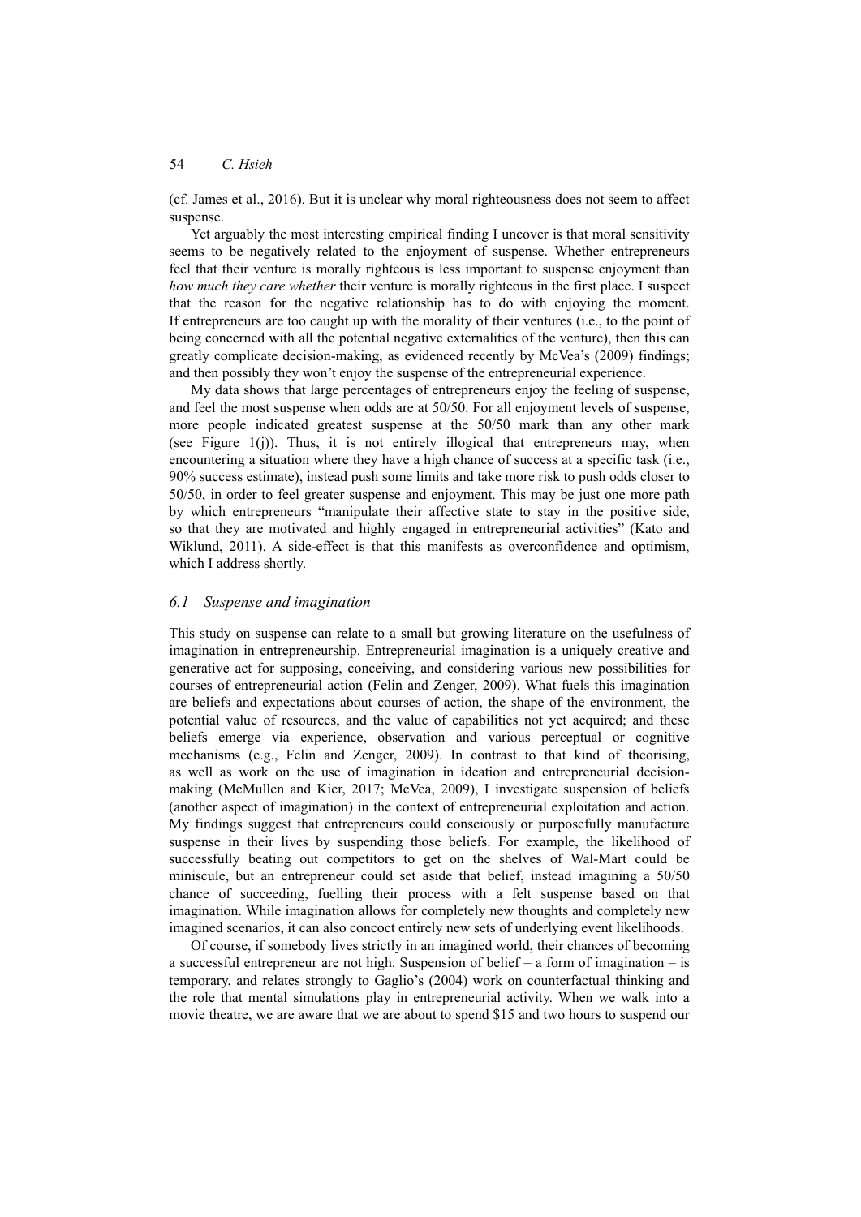(cf. James et al., 2016). But it is unclear why moral righteousness does not seem to affect suspense.

Yet arguably the most interesting empirical finding I uncover is that moral sensitivity seems to be negatively related to the enjoyment of suspense. Whether entrepreneurs feel that their venture is morally righteous is less important to suspense enjoyment than *how much they care whether* their venture is morally righteous in the first place. I suspect that the reason for the negative relationship has to do with enjoying the moment. If entrepreneurs are too caught up with the morality of their ventures (i.e., to the point of being concerned with all the potential negative externalities of the venture), then this can greatly complicate decision-making, as evidenced recently by McVea's (2009) findings; and then possibly they won't enjoy the suspense of the entrepreneurial experience.

My data shows that large percentages of entrepreneurs enjoy the feeling of suspense, and feel the most suspense when odds are at 50/50. For all enjoyment levels of suspense, more people indicated greatest suspense at the 50/50 mark than any other mark (see Figure 1(j)). Thus, it is not entirely illogical that entrepreneurs may, when encountering a situation where they have a high chance of success at a specific task (i.e., 90% success estimate), instead push some limits and take more risk to push odds closer to 50/50, in order to feel greater suspense and enjoyment. This may be just one more path by which entrepreneurs "manipulate their affective state to stay in the positive side, so that they are motivated and highly engaged in entrepreneurial activities" (Kato and Wiklund, 2011). A side-effect is that this manifests as overconfidence and optimism, which I address shortly.

### *6.1 Suspense and imagination*

This study on suspense can relate to a small but growing literature on the usefulness of imagination in entrepreneurship. Entrepreneurial imagination is a uniquely creative and generative act for supposing, conceiving, and considering various new possibilities for courses of entrepreneurial action (Felin and Zenger, 2009). What fuels this imagination are beliefs and expectations about courses of action, the shape of the environment, the potential value of resources, and the value of capabilities not yet acquired; and these beliefs emerge via experience, observation and various perceptual or cognitive mechanisms (e.g., Felin and Zenger, 2009). In contrast to that kind of theorising, as well as work on the use of imagination in ideation and entrepreneurial decision-making (McMullen and Kier, 2017; McVea, 2009), I investigate suspension of beliefs (another aspect of imagination) in the context of entrepreneurial exploitation and action. My findings suggest that entrepreneurs could consciously or purposefully manufacture suspense in their lives by suspending those beliefs. For example, the likelihood of successfully beating out competitors to get on the shelves of Wal-Mart could be miniscule, but an entrepreneur could set aside that belief, instead imagining a 50/50 chance of succeeding, fuelling their process with a felt suspense based on that imagination. While imagination allows for completely new thoughts and completely new imagined scenarios, it can also concoct entirely new sets of underlying event likelihoods.

Of course, if somebody lives strictly in an imagined world, their chances of becoming a successful entrepreneur are not high. Suspension of belief – a form of imagination – is temporary, and relates strongly to Gaglio's (2004) work on counterfactual thinking and the role that mental simulations play in entrepreneurial activity. When we walk into a movie theatre, we are aware that we are about to spend $15 and two hours to suspend our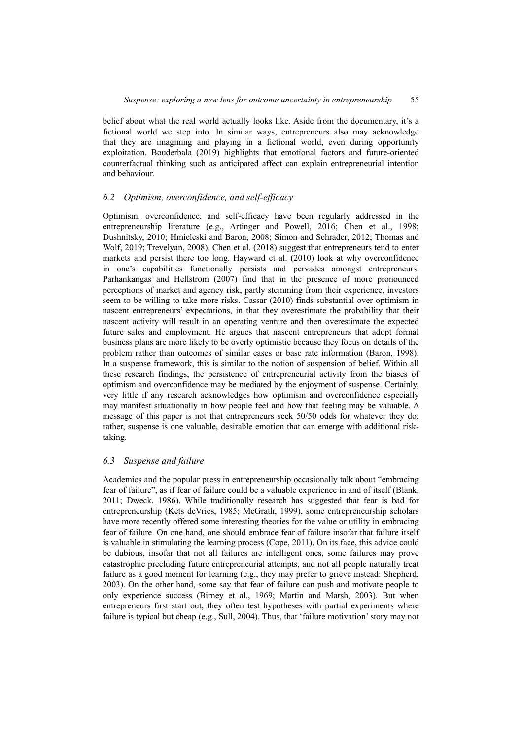belief about what the real world actually looks like. Aside from the documentary, it's a fictional world we step into. In similar ways, entrepreneurs also may acknowledge that they are imagining and playing in a fictional world, even during opportunity exploitation. Bouderbala (2019) highlights that emotional factors and future-oriented counterfactual thinking such as anticipated affect can explain entrepreneurial intention and behaviour.

### *6.2 Optimism, overconfidence, and self-efficacy*

Optimism, overconfidence, and self-efficacy have been regularly addressed in the entrepreneurship literature (e.g., Artinger and Powell, 2016; Chen et al., 1998; Dushnitsky, 2010; Hmieleski and Baron, 2008; Simon and Schrader, 2012; Thomas and Wolf, 2019; Trevelyan, 2008). Chen et al. (2018) suggest that entrepreneurs tend to enter markets and persist there too long. Hayward et al. (2010) look at why overconfidence in one's capabilities functionally persists and pervades amongst entrepreneurs. Parhankangas and Hellstrom (2007) find that in the presence of more pronounced perceptions of market and agency risk, partly stemming from their experience, investors seem to be willing to take more risks. Cassar (2010) finds substantial over optimism in nascent entrepreneurs' expectations, in that they overestimate the probability that their nascent activity will result in an operating venture and then overestimate the expected future sales and employment. He argues that nascent entrepreneurs that adopt formal business plans are more likely to be overly optimistic because they focus on details of the problem rather than outcomes of similar cases or base rate information (Baron, 1998). In a suspense framework, this is similar to the notion of suspension of belief. Within all these research findings, the persistence of entrepreneurial activity from the biases of optimism and overconfidence may be mediated by the enjoyment of suspense. Certainly, very little if any research acknowledges how optimism and overconfidence especially may manifest situationally in how people feel and how that feeling may be valuable. A message of this paper is not that entrepreneurs seek 50/50 odds for whatever they do; rather, suspense is one valuable, desirable emotion that can emerge with additional risk-taking.

### *6.3 Suspense and failure*

Academics and the popular press in entrepreneurship occasionally talk about "embracing fear of failure", as if fear of failure could be a valuable experience in and of itself (Blank, 2011; Dweck, 1986). While traditionally research has suggested that fear is bad for entrepreneurship (Kets deVries, 1985; McGrath, 1999), some entrepreneurship scholars have more recently offered some interesting theories for the value or utility in embracing fear of failure. On one hand, one should embrace fear of failure insofar that failure itself is valuable in stimulating the learning process (Cope, 2011). On its face, this advice could be dubious, insofar that not all failures are intelligent ones, some failures may prove catastrophic precluding future entrepreneurial attempts, and not all people naturally treat failure as a good moment for learning (e.g., they may prefer to grieve instead: Shepherd, 2003). On the other hand, some say that fear of failure can push and motivate people to only experience success (Birney et al., 1969; Martin and Marsh, 2003). But when entrepreneurs first start out, they often test hypotheses with partial experiments where failure is typical but cheap (e.g., Sull, 2004). Thus, that 'failure motivation' story may not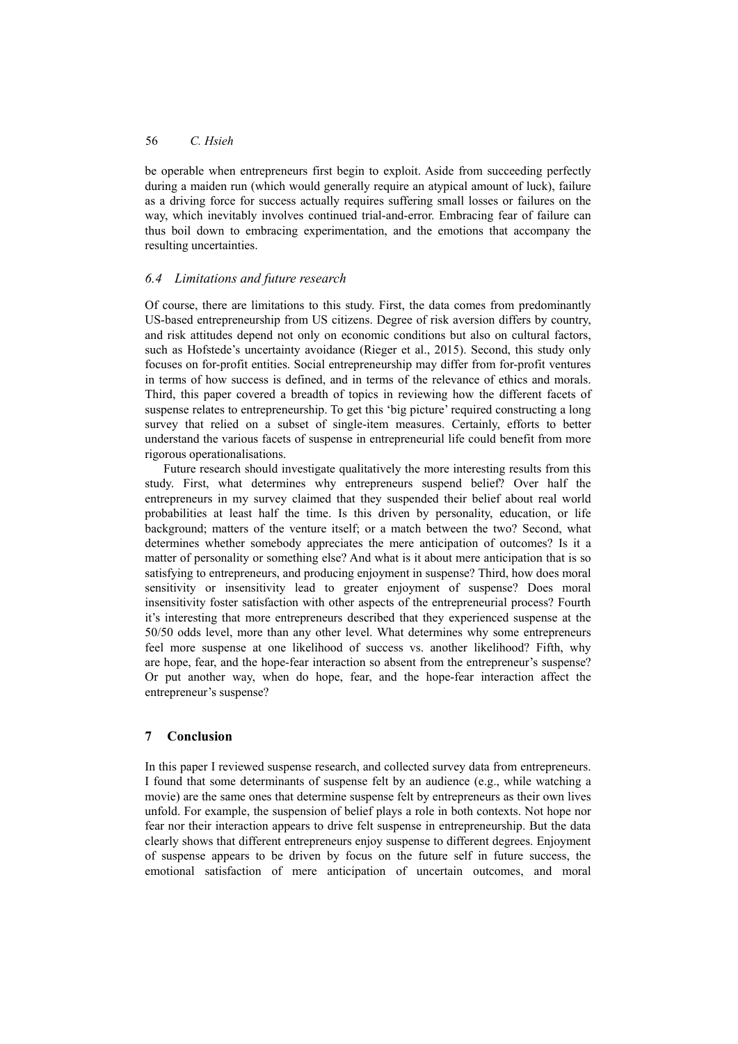be operable when entrepreneurs first begin to exploit. Aside from succeeding perfectly during a maiden run (which would generally require an atypical amount of luck), failure as a driving force for success actually requires suffering small losses or failures on the way, which inevitably involves continued trial-and-error. Embracing fear of failure can thus boil down to embracing experimentation, and the emotions that accompany the resulting uncertainties.

### *6.4 Limitations and future research*

Of course, there are limitations to this study. First, the data comes from predominantly US-based entrepreneurship from US citizens. Degree of risk aversion differs by country, and risk attitudes depend not only on economic conditions but also on cultural factors, such as Hofstede's uncertainty avoidance (Rieger et al., 2015). Second, this study only focuses on for-profit entities. Social entrepreneurship may differ from for-profit ventures in terms of how success is defined, and in terms of the relevance of ethics and morals. Third, this paper covered a breadth of topics in reviewing how the different facets of suspense relates to entrepreneurship. To get this 'big picture' required constructing a long survey that relied on a subset of single-item measures. Certainly, efforts to better understand the various facets of suspense in entrepreneurial life could benefit from more rigorous operationalisations.

Future research should investigate qualitatively the more interesting results from this study. First, what determines why entrepreneurs suspend belief? Over half the entrepreneurs in my survey claimed that they suspended their belief about real world probabilities at least half the time. Is this driven by personality, education, or life background; matters of the venture itself; or a match between the two? Second, what determines whether somebody appreciates the mere anticipation of outcomes? Is it a matter of personality or something else? And what is it about mere anticipation that is so satisfying to entrepreneurs, and producing enjoyment in suspense? Third, how does moral sensitivity or insensitivity lead to greater enjoyment of suspense? Does moral insensitivity foster satisfaction with other aspects of the entrepreneurial process? Fourth it's interesting that more entrepreneurs described that they experienced suspense at the 50/50 odds level, more than any other level. What determines why some entrepreneurs feel more suspense at one likelihood of success vs. another likelihood? Fifth, why are hope, fear, and the hope-fear interaction so absent from the entrepreneur's suspense? Or put another way, when do hope, fear, and the hope-fear interaction affect the entrepreneur's suspense?

## 7 Conclusion

In this paper I reviewed suspense research, and collected survey data from entrepreneurs. I found that some determinants of suspense felt by an audience (e.g., while watching a movie) are the same ones that determine suspense felt by entrepreneurs as their own lives unfold. For example, the suspension of belief plays a role in both contexts. Not hope nor fear nor their interaction appears to drive felt suspense in entrepreneurship. But the data clearly shows that different entrepreneurs enjoy suspense to different degrees. Enjoyment of suspense appears to be driven by focus on the future self in future success, the emotional satisfaction of mere anticipation of uncertain outcomes, and moral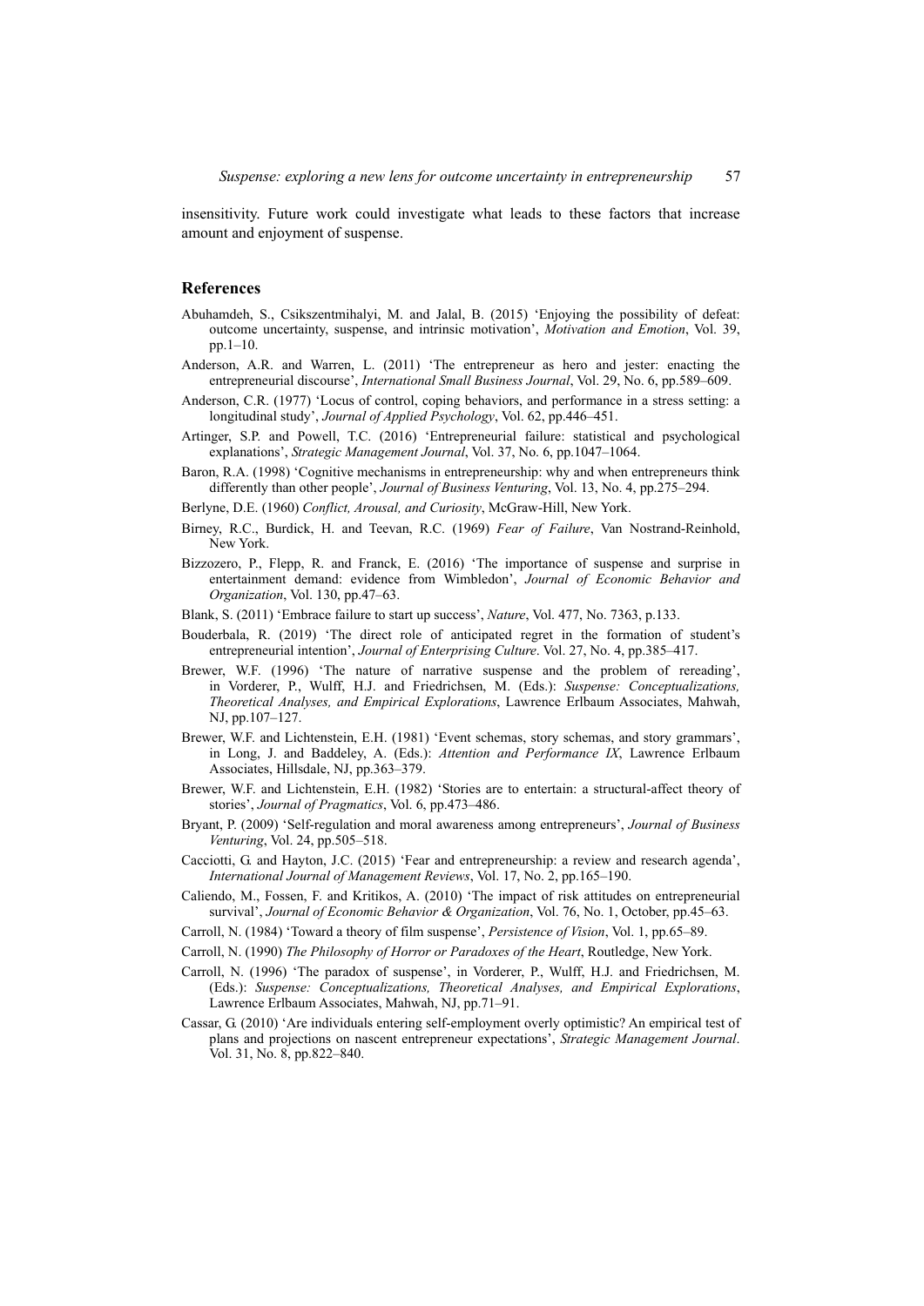insensitivity. Future work could investigate what leads to these factors that increase amount and enjoyment of suspense.

## References

Abuhamdeh, S., Csikszentmihalyi, M. and Jalal, B. (2015) 'Enjoying the possibility of defeat: outcome uncertainty, suspense, and intrinsic motivation', *Motivation and Emotion*, Vol. 39, pp.1–10.

Anderson, A.R. and Warren, L. (2011) 'The entrepreneur as hero and jester: enacting the entrepreneurial discourse', *International Small Business Journal*, Vol. 29, No. 6, pp.589–609.

Anderson, C.R. (1977) 'Locus of control, coping behaviors, and performance in a stress setting: a longitudinal study', *Journal of Applied Psychology*, Vol. 62, pp.446–451.

Artinger, S.P. and Powell, T.C. (2016) 'Entrepreneurial failure: statistical and psychological explanations', *Strategic Management Journal*, Vol. 37, No. 6, pp.1047–1064.

Baron, R.A. (1998) 'Cognitive mechanisms in entrepreneurship: why and when entrepreneurs think differently than other people', *Journal of Business Venturing*, Vol. 13, No. 4, pp.275–294.

Berlyne, D.E. (1960) *Conflict, Arousal, and Curiosity*, McGraw-Hill, New York.

Birney, R.C., Burdick, H. and Teevan, R.C. (1969) *Fear of Failure*, Van Nostrand-Reinhold, New York.

Bizzozero, P., Flepp, R. and Franck, E. (2016) 'The importance of suspense and surprise in entertainment demand: evidence from Wimbledon', *Journal of Economic Behavior and Organization*, Vol. 130, pp.47–63.

Blank, S. (2011) 'Embrace failure to start up success', *Nature*, Vol. 477, No. 7363, p.133.

Bouderbala, R. (2019) 'The direct role of anticipated regret in the formation of student's entrepreneurial intention', *Journal of Enterprising Culture*. Vol. 27, No. 4, pp.385–417.

Brewer, W.F. (1996) 'The nature of narrative suspense and the problem of rereading', in Vorderer, P., Wulff, H.J. and Friedrichsen, M. (Eds.): *Suspense: Conceptualizations, Theoretical Analyses, and Empirical Explorations*, Lawrence Erlbaum Associates, Mahwah, NJ, pp.107–127.

Brewer, W.F. and Lichtenstein, E.H. (1981) 'Event schemas, story schemas, and story grammars', in Long, J. and Baddeley, A. (Eds.): *Attention and Performance IX*, Lawrence Erlbaum Associates, Hillsdale, NJ, pp.363–379.

Brewer, W.F. and Lichtenstein, E.H. (1982) 'Stories are to entertain: a structural-affect theory of stories', *Journal of Pragmatics*, Vol. 6, pp.473–486.

Bryant, P. (2009) 'Self-regulation and moral awareness among entrepreneurs', *Journal of Business Venturing*, Vol. 24, pp.505–518.

Cacciotti, G. and Hayton, J.C. (2015) 'Fear and entrepreneurship: a review and research agenda', *International Journal of Management Reviews*, Vol. 17, No. 2, pp.165–190.

Caliendo, M., Fossen, F. and Kritikos, A. (2010) 'The impact of risk attitudes on entrepreneurial survival', *Journal of Economic Behavior & Organization*, Vol. 76, No. 1, October, pp.45–63.

Carroll, N. (1984) 'Toward a theory of film suspense', *Persistence of Vision*, Vol. 1, pp.65–89.

Carroll, N. (1990) *The Philosophy of Horror or Paradoxes of the Heart*, Routledge, New York.

Carroll, N. (1996) 'The paradox of suspense', in Vorderer, P., Wulff, H.J. and Friedrichsen, M. (Eds.): *Suspense: Conceptualizations, Theoretical Analyses, and Empirical Explorations*, Lawrence Erlbaum Associates, Mahwah, NJ, pp.71–91.

Cassar, G. (2010) 'Are individuals entering self-employment overly optimistic? An empirical test of plans and projections on nascent entrepreneur expectations', *Strategic Management Journal*. Vol. 31, No. 8, pp.822–840.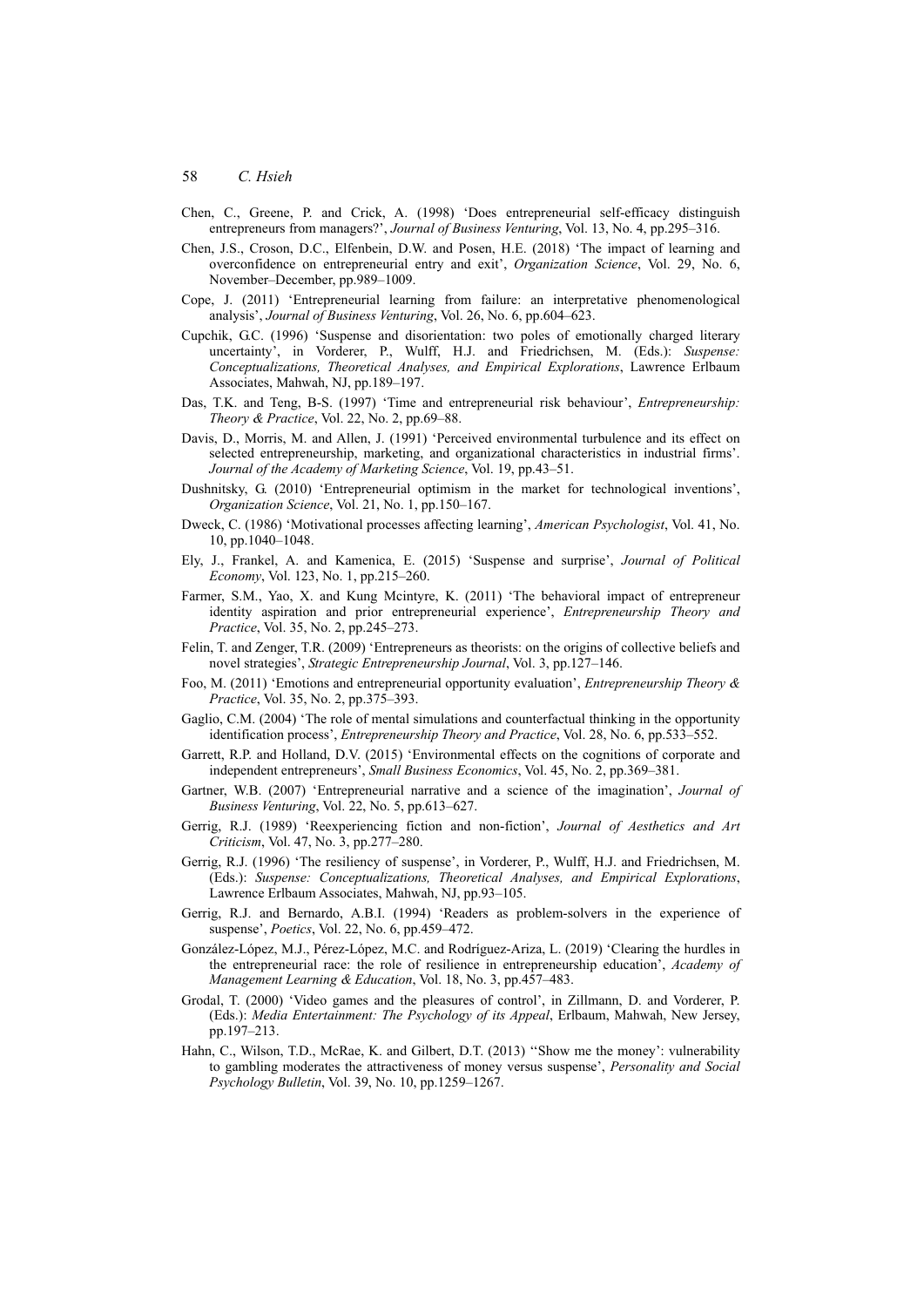Chen, C., Greene, P. and Crick, A. (1998) 'Does entrepreneurial self-efficacy distinguish entrepreneurs from managers?', *Journal of Business Venturing*, Vol. 13, No. 4, pp.295–316.

Chen, J.S., Croson, D.C., Elfenbein, D.W. and Posen, H.E. (2018) 'The impact of learning and overconfidence on entrepreneurial entry and exit', *Organization Science*, Vol. 29, No. 6, November–December, pp.989–1009.

Cope, J. (2011) 'Entrepreneurial learning from failure: an interpretative phenomenological analysis', *Journal of Business Venturing*, Vol. 26, No. 6, pp.604–623.

Cupchik, G.C. (1996) 'Suspense and disorientation: two poles of emotionally charged literary uncertainty', in Vorderer, P., Wulff, H.J. and Friedrichsen, M. (Eds.): *Suspense: Conceptualizations, Theoretical Analyses, and Empirical Explorations*, Lawrence Erlbaum Associates, Mahwah, NJ, pp.189–197.

Das, T.K. and Teng, B-S. (1997) 'Time and entrepreneurial risk behaviour', *Entrepreneurship: Theory & Practice*, Vol. 22, No. 2, pp.69–88.

Davis, D., Morris, M. and Allen, J. (1991) 'Perceived environmental turbulence and its effect on selected entrepreneurship, marketing, and organizational characteristics in industrial firms'. *Journal of the Academy of Marketing Science*, Vol. 19, pp.43–51.

Dushnitsky, G. (2010) 'Entrepreneurial optimism in the market for technological inventions', *Organization Science*, Vol. 21, No. 1, pp.150–167.

Dweck, C. (1986) 'Motivational processes affecting learning', *American Psychologist*, Vol. 41, No. 10, pp.1040–1048.

Ely, J., Frankel, A. and Kamenica, E. (2015) 'Suspense and surprise', *Journal of Political Economy*, Vol. 123, No. 1, pp.215–260.

Farmer, S.M., Yao, X. and Kung Mcintyre, K. (2011) 'The behavioral impact of entrepreneur identity aspiration and prior entrepreneurial experience', *Entrepreneurship Theory and Practice*, Vol. 35, No. 2, pp.245–273.

Felin, T. and Zenger, T.R. (2009) 'Entrepreneurs as theorists: on the origins of collective beliefs and novel strategies', *Strategic Entrepreneurship Journal*, Vol. 3, pp.127–146.

Foo, M. (2011) 'Emotions and entrepreneurial opportunity evaluation', *Entrepreneurship Theory & Practice*, Vol. 35, No. 2, pp.375–393.

Gaglio, C.M. (2004) 'The role of mental simulations and counterfactual thinking in the opportunity identification process', *Entrepreneurship Theory and Practice*, Vol. 28, No. 6, pp.533–552.

Garrett, R.P. and Holland, D.V. (2015) 'Environmental effects on the cognitions of corporate and independent entrepreneurs', *Small Business Economics*, Vol. 45, No. 2, pp.369–381.

Gartner, W.B. (2007) 'Entrepreneurial narrative and a science of the imagination', *Journal of Business Venturing*, Vol. 22, No. 5, pp.613–627.

Gerrig, R.J. (1989) 'Reexperiencing fiction and non-fiction', *Journal of Aesthetics and Art Criticism*, Vol. 47, No. 3, pp.277–280.

Gerrig, R.J. (1996) 'The resiliency of suspense', in Vorderer, P., Wulff, H.J. and Friedrichsen, M. (Eds.): *Suspense: Conceptualizations, Theoretical Analyses, and Empirical Explorations*, Lawrence Erlbaum Associates, Mahwah, NJ, pp.93–105.

Gerrig, R.J. and Bernardo, A.B.I. (1994) 'Readers as problem-solvers in the experience of suspense', *Poetics*, Vol. 22, No. 6, pp.459–472.

González-López, M.J., Pérez-López, M.C. and Rodríguez-Ariza, L. (2019) 'Clearing the hurdles in the entrepreneurial race: the role of resilience in entrepreneurship education', *Academy of Management Learning & Education*, Vol. 18, No. 3, pp.457–483.

Grodal, T. (2000) 'Video games and the pleasures of control', in Zillmann, D. and Vorderer, P. (Eds.): *Media Entertainment: The Psychology of its Appeal*, Erlbaum, Mahwah, New Jersey, pp.197–213.

Hahn, C., Wilson, T.D., McRae, K. and Gilbert, D.T. (2013) ''Show me the money': vulnerability to gambling moderates the attractiveness of money versus suspense', *Personality and Social Psychology Bulletin*, Vol. 39, No. 10, pp.1259–1267.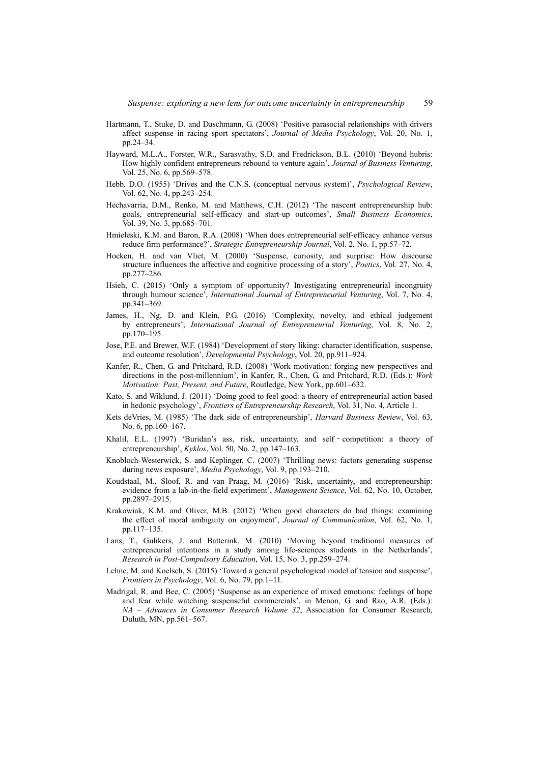Hartmann, T., Stuke, D. and Daschmann, G. (2008) 'Positive parasocial relationships with drivers affect suspense in racing sport spectators', *Journal of Media Psychology*, Vol. 20, No. 1, pp.24–34.

Hayward, M.L.A., Forster, W.R., Sarasvathy, S.D. and Fredrickson, B.L. (2010) 'Beyond hubris: How highly confident entrepreneurs rebound to venture again', *Journal of Business Venturing*, Vol. 25, No. 6, pp.569–578.

Hebb, D.O. (1955) 'Drives and the C.N.S. (conceptual nervous system)', *Psychological Review*, Vol. 62, No. 4, pp.243–254.

Hechavarria, D.M., Renko, M. and Matthews, C.H. (2012) 'The nascent entrepreneurship hub: goals, entrepreneurial self-efficacy and start-up outcomes', *Small Business Economics*, Vol. 39, No. 3, pp.685–701.

Hmieleski, K.M. and Baron, R.A. (2008) 'When does entrepreneurial self-efficacy enhance versus reduce firm performance?', *Strategic Entrepreneurship Journal*, Vol. 2, No. 1, pp.57–72.

Hoeken, H. and van Vliet, M. (2000) 'Suspense, curiosity, and surprise: How discourse structure influences the affective and cognitive processing of a story', *Poetics*, Vol. 27, No. 4, pp.277–286.

Hsieh, C. (2015) 'Only a symptom of opportunity? Investigating entrepreneurial incongruity through humour science', *International Journal of Entrepreneurial Venturing*, Vol. 7, No. 4, pp.341–369.

James, H., Ng, D. and Klein, P.G. (2016) 'Complexity, novelty, and ethical judgement by entrepreneurs', *International Journal of Entrepreneurial Venturing*, Vol. 8, No. 2, pp.170–195.

Jose, P.E. and Brewer, W.F. (1984) 'Development of story liking: character identification, suspense, and outcome resolution', *Developmental Psychology*, Vol. 20, pp.911–924.

Kanfer, R., Chen, G. and Pritchard, R.D. (2008) 'Work motivation: forging new perspectives and directions in the post-millennium', in Kanfer, R., Chen, G. and Pritchard, R.D. (Eds.): *Work Motivation: Past, Present, and Future*, Routledge, New York, pp.601–632.

Kato, S. and Wiklund, J. (2011) 'Doing good to feel good: a theory of entrepreneurial action based in hedonic psychology', *Frontiers of Entrepreneurship Research*, Vol. 31, No. 4, Article 1.

Kets deVries, M. (1985) 'The dark side of entrepreneurship', *Harvard Business Review*, Vol. 63, No. 6, pp.160–167.

Khalil, E.L. (1997) 'Buridan's ass, risk, uncertainty, and self‐competition: a theory of entrepreneurship', *Kyklos*, Vol. 50, No. 2, pp.147–163.

Knobloch-Westerwick, S. and Keplinger, C. (2007) 'Thrilling news: factors generating suspense during news exposure', *Media Psychology*, Vol. 9, pp.193–210.

Koudstaal, M., Sloof, R. and van Praag, M. (2016) 'Risk, uncertainty, and entrepreneurship: evidence from a lab-in-the-field experiment', *Management Science*, Vol. 62, No. 10, October, pp.2897–2915.

Krakowiak, K.M. and Oliver, M.B. (2012) 'When good characters do bad things: examining the effect of moral ambiguity on enjoyment', *Journal of Communication*, Vol. 62, No. 1, pp.117–135.

Lans, T., Gulikers, J. and Batterink, M. (2010) 'Moving beyond traditional measures of entrepreneurial intentions in a study among life-sciences students in the Netherlands', *Research in Post-Compulsory Education*, Vol. 15, No. 3, pp.259–274.

Lehne, M. and Koelsch, S. (2015) 'Toward a general psychological model of tension and suspense', *Frontiers in Psychology*, Vol. 6, No. 79, pp.1–11.

Madrigal, R. and Bee, C. (2005) 'Suspense as an experience of mixed emotions: feelings of hope and fear while watching suspenseful commercials', in Menon, G. and Rao, A.R. (Eds.): *NA – Advances in Consumer Research Volume 32*, Association for Consumer Research, Duluth, MN, pp.561–567.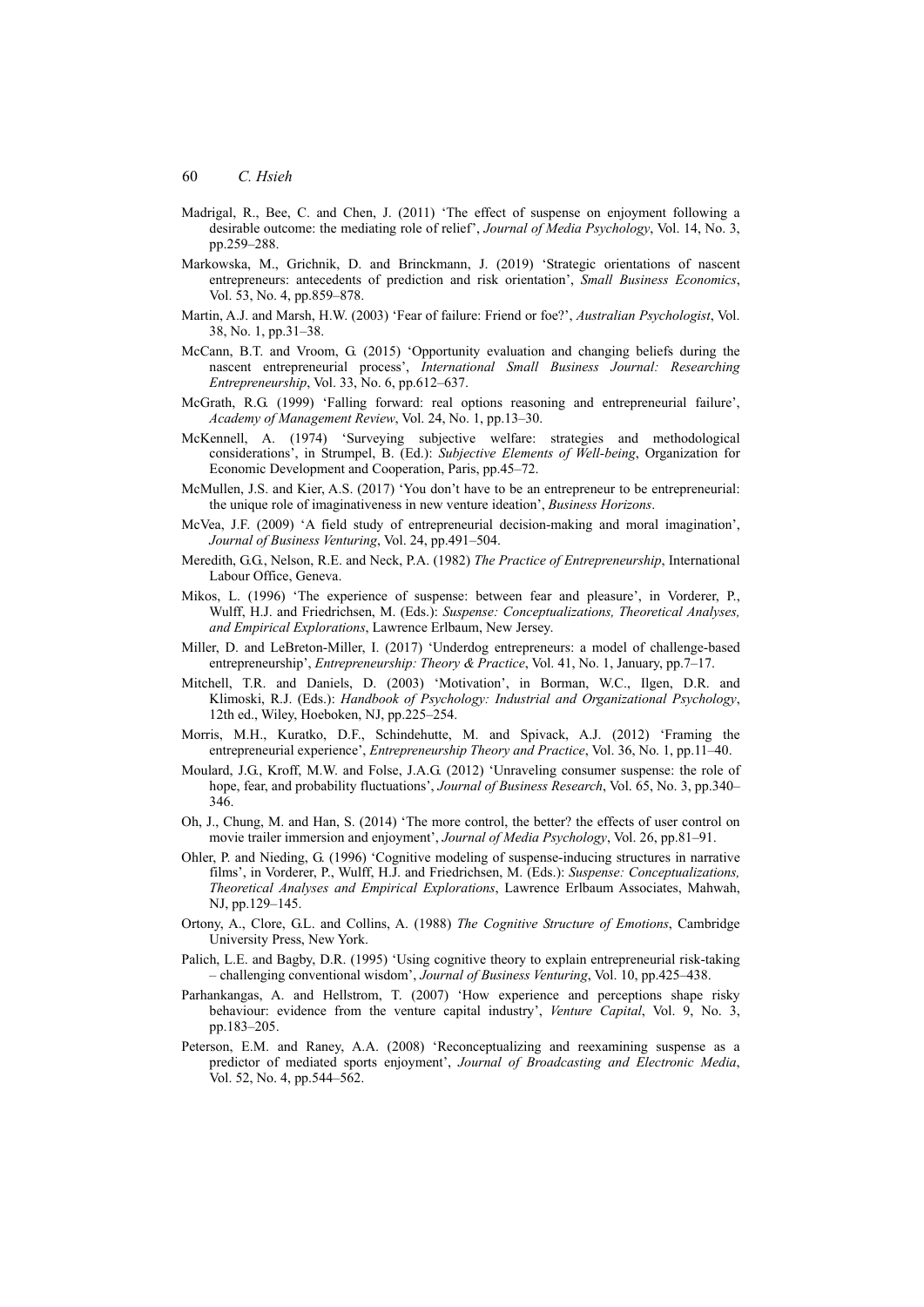Madrigal, R., Bee, C. and Chen, J. (2011) 'The effect of suspense on enjoyment following a desirable outcome: the mediating role of relief', *Journal of Media Psychology*, Vol. 14, No. 3, pp.259–288.

Markowska, M., Grichnik, D. and Brinckmann, J. (2019) 'Strategic orientations of nascent entrepreneurs: antecedents of prediction and risk orientation', *Small Business Economics*, Vol. 53, No. 4, pp.859–878.

Martin, A.J. and Marsh, H.W. (2003) 'Fear of failure: Friend or foe?', *Australian Psychologist*, Vol. 38, No. 1, pp.31–38.

McCann, B.T. and Vroom, G. (2015) 'Opportunity evaluation and changing beliefs during the nascent entrepreneurial process', *International Small Business Journal: Researching Entrepreneurship*, Vol. 33, No. 6, pp.612–637.

McGrath, R.G. (1999) 'Falling forward: real options reasoning and entrepreneurial failure', *Academy of Management Review*, Vol. 24, No. 1, pp.13–30.

McKennell, A. (1974) 'Surveying subjective welfare: strategies and methodological considerations', in Strumpel, B. (Ed.): *Subjective Elements of Well-being*, Organization for Economic Development and Cooperation, Paris, pp.45–72.

McMullen, J.S. and Kier, A.S. (2017) 'You don't have to be an entrepreneur to be entrepreneurial: the unique role of imaginativeness in new venture ideation', *Business Horizons*.

McVea, J.F. (2009) 'A field study of entrepreneurial decision-making and moral imagination', *Journal of Business Venturing*, Vol. 24, pp.491–504.

Meredith, G.G., Nelson, R.E. and Neck, P.A. (1982) *The Practice of Entrepreneurship*, International Labour Office, Geneva.

Mikos, L. (1996) 'The experience of suspense: between fear and pleasure', in Vorderer, P., Wulff, H.J. and Friedrichsen, M. (Eds.): *Suspense: Conceptualizations, Theoretical Analyses, and Empirical Explorations*, Lawrence Erlbaum, New Jersey.

Miller, D. and LeBreton-Miller, I. (2017) 'Underdog entrepreneurs: a model of challenge-based entrepreneurship', *Entrepreneurship: Theory & Practice*, Vol. 41, No. 1, January, pp.7–17.

Mitchell, T.R. and Daniels, D. (2003) 'Motivation', in Borman, W.C., Ilgen, D.R. and Klimoski, R.J. (Eds.): *Handbook of Psychology: Industrial and Organizational Psychology*, 12th ed., Wiley, Hoeboken, NJ, pp.225–254.

Morris, M.H., Kuratko, D.F., Schindehutte, M. and Spivack, A.J. (2012) 'Framing the entrepreneurial experience', *Entrepreneurship Theory and Practice*, Vol. 36, No. 1, pp.11–40.

Moulard, J.G., Kroff, M.W. and Folse, J.A.G. (2012) 'Unraveling consumer suspense: the role of hope, fear, and probability fluctuations', *Journal of Business Research*, Vol. 65, No. 3, pp.340–346.

Oh, J., Chung, M. and Han, S. (2014) 'The more control, the better? the effects of user control on movie trailer immersion and enjoyment', *Journal of Media Psychology*, Vol. 26, pp.81–91.

Ohler, P. and Nieding, G. (1996) 'Cognitive modeling of suspense-inducing structures in narrative films', in Vorderer, P., Wulff, H.J. and Friedrichsen, M. (Eds.): *Suspense: Conceptualizations, Theoretical Analyses and Empirical Explorations*, Lawrence Erlbaum Associates, Mahwah, NJ, pp.129–145.

Ortony, A., Clore, G.L. and Collins, A. (1988) *The Cognitive Structure of Emotions*, Cambridge University Press, New York.

Palich, L.E. and Bagby, D.R. (1995) 'Using cognitive theory to explain entrepreneurial risk-taking – challenging conventional wisdom', *Journal of Business Venturing*, Vol. 10, pp.425–438.

Parhankangas, A. and Hellstrom, T. (2007) 'How experience and perceptions shape risky behaviour: evidence from the venture capital industry', *Venture Capital*, Vol. 9, No. 3, pp.183–205.

Peterson, E.M. and Raney, A.A. (2008) 'Reconceptualizing and reexamining suspense as a predictor of mediated sports enjoyment', *Journal of Broadcasting and Electronic Media*, Vol. 52, No. 4, pp.544–562.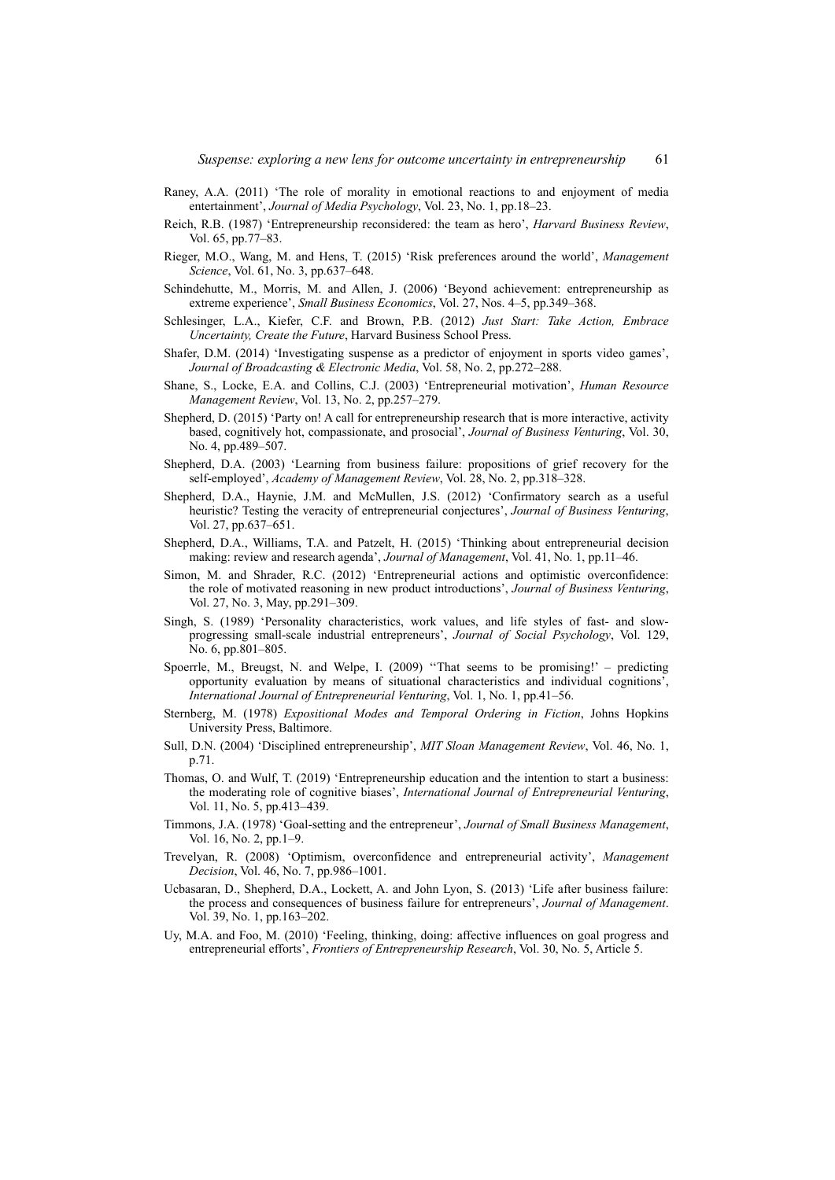Raney, A.A. (2011) 'The role of morality in emotional reactions to and enjoyment of media entertainment', *Journal of Media Psychology*, Vol. 23, No. 1, pp.18–23.

Reich, R.B. (1987) 'Entrepreneurship reconsidered: the team as hero', *Harvard Business Review*, Vol. 65, pp.77–83.

Rieger, M.O., Wang, M. and Hens, T. (2015) 'Risk preferences around the world', *Management Science*, Vol. 61, No. 3, pp.637–648.

Schindehutte, M., Morris, M. and Allen, J. (2006) 'Beyond achievement: entrepreneurship as extreme experience', *Small Business Economics*, Vol. 27, Nos. 4–5, pp.349–368.

Schlesinger, L.A., Kiefer, C.F. and Brown, P.B. (2012) *Just Start: Take Action, Embrace Uncertainty, Create the Future*, Harvard Business School Press.

Shafer, D.M. (2014) 'Investigating suspense as a predictor of enjoyment in sports video games', *Journal of Broadcasting & Electronic Media*, Vol. 58, No. 2, pp.272–288.

Shane, S., Locke, E.A. and Collins, C.J. (2003) 'Entrepreneurial motivation', *Human Resource Management Review*, Vol. 13, No. 2, pp.257–279.

Shepherd, D. (2015) 'Party on! A call for entrepreneurship research that is more interactive, activity based, cognitively hot, compassionate, and prosocial', *Journal of Business Venturing*, Vol. 30, No. 4, pp.489–507.

Shepherd, D.A. (2003) 'Learning from business failure: propositions of grief recovery for the self-employed', *Academy of Management Review*, Vol. 28, No. 2, pp.318–328.

Shepherd, D.A., Haynie, J.M. and McMullen, J.S. (2012) 'Confirmatory search as a useful heuristic? Testing the veracity of entrepreneurial conjectures', *Journal of Business Venturing*, Vol. 27, pp.637–651.

Shepherd, D.A., Williams, T.A. and Patzelt, H. (2015) 'Thinking about entrepreneurial decision making: review and research agenda', *Journal of Management*, Vol. 41, No. 1, pp.11–46.

Simon, M. and Shrader, R.C. (2012) 'Entrepreneurial actions and optimistic overconfidence: the role of motivated reasoning in new product introductions', *Journal of Business Venturing*, Vol. 27, No. 3, May, pp.291–309.

Singh, S. (1989) 'Personality characteristics, work values, and life styles of fast- and slow-progressing small-scale industrial entrepreneurs', *Journal of Social Psychology*, Vol. 129, No. 6, pp.801–805.

Spoerrle, M., Breugst, N. and Welpe, I. (2009) ''That seems to be promising!' – predicting opportunity evaluation by means of situational characteristics and individual cognitions', *International Journal of Entrepreneurial Venturing*, Vol. 1, No. 1, pp.41–56.

Sternberg, M. (1978) *Expositional Modes and Temporal Ordering in Fiction*, Johns Hopkins University Press, Baltimore.

Sull, D.N. (2004) 'Disciplined entrepreneurship', *MIT Sloan Management Review*, Vol. 46, No. 1, p.71.

Thomas, O. and Wulf, T. (2019) 'Entrepreneurship education and the intention to start a business: the moderating role of cognitive biases', *International Journal of Entrepreneurial Venturing*, Vol. 11, No. 5, pp.413–439.

Timmons, J.A. (1978) 'Goal-setting and the entrepreneur', *Journal of Small Business Management*, Vol. 16, No. 2, pp.1–9.

Trevelyan, R. (2008) 'Optimism, overconfidence and entrepreneurial activity', *Management Decision*, Vol. 46, No. 7, pp.986–1001.

Ucbasaran, D., Shepherd, D.A., Lockett, A. and John Lyon, S. (2013) 'Life after business failure: the process and consequences of business failure for entrepreneurs', *Journal of Management*. Vol. 39, No. 1, pp.163–202.

Uy, M.A. and Foo, M. (2010) 'Feeling, thinking, doing: affective influences on goal progress and entrepreneurial efforts', *Frontiers of Entrepreneurship Research*, Vol. 30, No. 5, Article 5.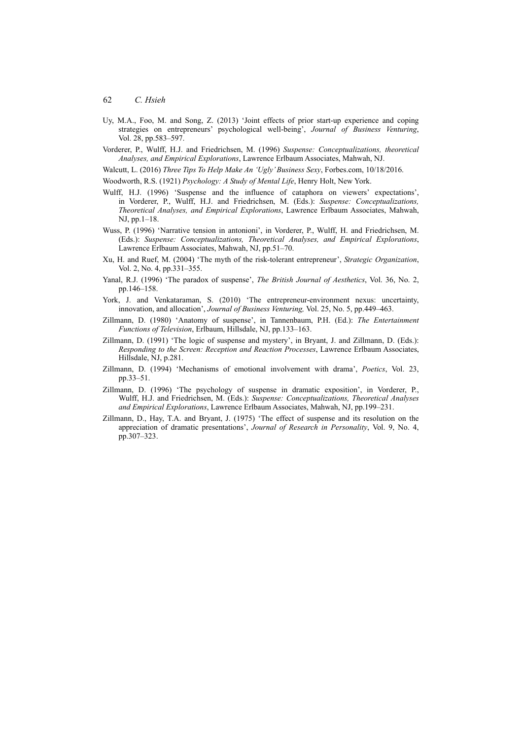Uy, M.A., Foo, M. and Song, Z. (2013) 'Joint effects of prior start-up experience and coping strategies on entrepreneurs' psychological well-being', *Journal of Business Venturing*, Vol. 28, pp.583–597.

Vorderer, P., Wulff, H.J. and Friedrichsen, M. (1996) *Suspense: Conceptualizations, theoretical Analyses, and Empirical Explorations*, Lawrence Erlbaum Associates, Mahwah, NJ.

Walcutt, L. (2016) *Three Tips To Help Make An 'Ugly' Business Sexy*, Forbes.com, 10/18/2016.

Woodworth, R.S. (1921) *Psychology: A Study of Mental Life*, Henry Holt, New York.

Wulff, H.J. (1996) 'Suspense and the influence of cataphora on viewers' expectations', in Vorderer, P., Wulff, H.J. and Friedrichsen, M. (Eds.): *Suspense: Conceptualizations, Theoretical Analyses, and Empirical Explorations*, Lawrence Erlbaum Associates, Mahwah, NJ, pp.1–18.

Wuss, P. (1996) 'Narrative tension in antonioni', in Vorderer, P., Wulff, H. and Friedrichsen, M. (Eds.): *Suspense: Conceptualizations, Theoretical Analyses, and Empirical Explorations*, Lawrence Erlbaum Associates, Mahwah, NJ, pp.51–70.

Xu, H. and Ruef, M. (2004) 'The myth of the risk-tolerant entrepreneur', *Strategic Organization*, Vol. 2, No. 4, pp.331–355.

Yanal, R.J. (1996) 'The paradox of suspense', *The British Journal of Aesthetics*, Vol. 36, No. 2, pp.146–158.

York, J. and Venkataraman, S. (2010) 'The entrepreneur-environment nexus: uncertainty, innovation, and allocation', *Journal of Business Venturing,* Vol. 25, No. 5, pp.449–463.

Zillmann, D. (1980) 'Anatomy of suspense', in Tannenbaum, P.H. (Ed.): *The Entertainment Functions of Television*, Erlbaum, Hillsdale, NJ, pp.133–163.

Zillmann, D. (1991) 'The logic of suspense and mystery', in Bryant, J. and Zillmann, D. (Eds.): *Responding to the Screen: Reception and Reaction Processes*, Lawrence Erlbaum Associates, Hillsdale, NJ, p.281.

Zillmann, D. (1994) 'Mechanisms of emotional involvement with drama', *Poetics*, Vol. 23, pp.33–51.

Zillmann, D. (1996) 'The psychology of suspense in dramatic exposition', in Vorderer, P., Wulff, H.J. and Friedrichsen, M. (Eds.): *Suspense: Conceptualizations, Theoretical Analyses and Empirical Explorations*, Lawrence Erlbaum Associates, Mahwah, NJ, pp.199–231.

Zillmann, D., Hay, T.A. and Bryant, J. (1975) 'The effect of suspense and its resolution on the appreciation of dramatic presentations', *Journal of Research in Personality*, Vol. 9, No. 4, pp.307–323.